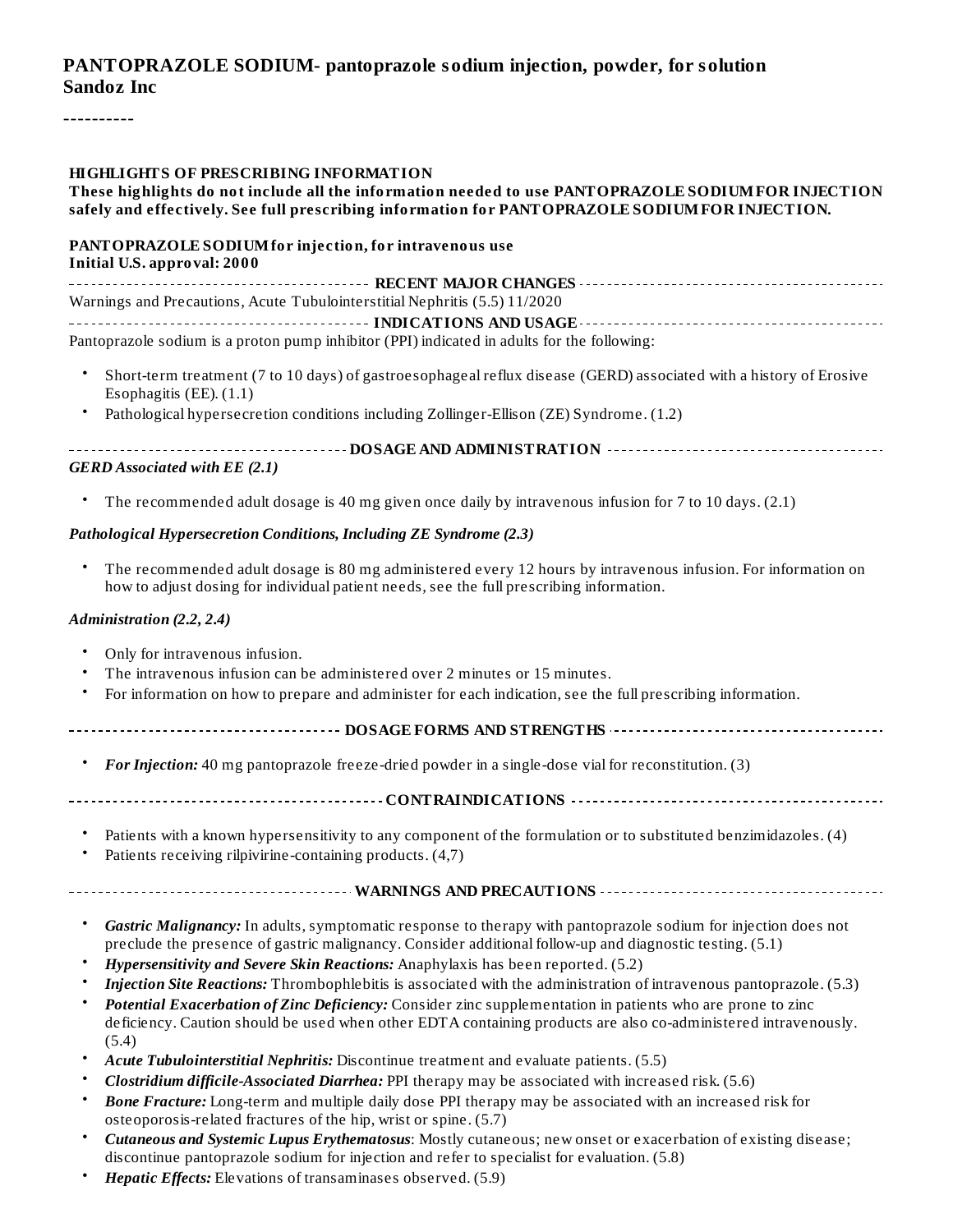# PANTOPRAZOLE SODIUM- pantoprazole sodium injection, powder, for solution
**Sandoz Inc**

----------

**HIGHLIGHTS OF PRESCRIBING INFORMATION**
**These highlights do not include all the information needed to use PANTOPRAZOLE SODIUM FOR INJECTION safely and effectively. See full prescribing information for PANTOPRAZOLE SODIUM FOR INJECTION.**

**PANTOPRAZOLE SODIUM for injection, for intravenous use**
**Initial U.S. approval: 2000**

## RECENT MAJOR CHANGES

Warnings and Precautions, Acute Tubulointerstitial Nephritis (5.5) 11/2020

## INDICATIONS AND USAGE

Pantoprazole sodium is a proton pump inhibitor (PPI) indicated in adults for the following:

- Short-term treatment (7 to 10 days) of gastroesophageal reflux disease (GERD) associated with a history of Erosive Esophagitis (EE). (1.1)
- Pathological hypersecretion conditions including Zollinger-Ellison (ZE) Syndrome. (1.2)

## DOSAGE AND ADMINISTRATION

***GERD Associated with EE (2.1)***

- The recommended adult dosage is 40 mg given once daily by intravenous infusion for 7 to 10 days. (2.1)

***Pathological Hypersecretion Conditions, Including ZE Syndrome (2.3)***

- The recommended adult dosage is 80 mg administered every 12 hours by intravenous infusion. For information on how to adjust dosing for individual patient needs, see the full prescribing information.

***Administration (2.2, 2.4)***

- Only for intravenous infusion.
- The intravenous infusion can be administered over 2 minutes or 15 minutes.
- For information on how to prepare and administer for each indication, see the full prescribing information.

## DOSAGE FORMS AND STRENGTHS

- ***For Injection:*** 40 mg pantoprazole freeze-dried powder in a single-dose vial for reconstitution. (3)

## CONTRAINDICATIONS

- Patients with a known hypersensitivity to any component of the formulation or to substituted benzimidazoles. (4)
- Patients receiving rilpivirine-containing products. (4,7)

## WARNINGS AND PRECAUTIONS

- ***Gastric Malignancy:*** In adults, symptomatic response to therapy with pantoprazole sodium for injection does not preclude the presence of gastric malignancy. Consider additional follow-up and diagnostic testing. (5.1)
- ***Hypersensitivity and Severe Skin Reactions:*** Anaphylaxis has been reported. (5.2)
- ***Injection Site Reactions:*** Thrombophlebitis is associated with the administration of intravenous pantoprazole. (5.3)
- ***Potential Exacerbation of Zinc Deficiency:*** Consider zinc supplementation in patients who are prone to zinc deficiency. Caution should be used when other EDTA containing products are also co-administered intravenously. (5.4)
- ***Acute Tubulointerstitial Nephritis:*** Discontinue treatment and evaluate patients. (5.5)
- ***Clostridium difficile-Associated Diarrhea:*** PPI therapy may be associated with increased risk. (5.6)
- ***Bone Fracture:*** Long-term and multiple daily dose PPI therapy may be associated with an increased risk for osteoporosis-related fractures of the hip, wrist or spine. (5.7)
- ***Cutaneous and Systemic Lupus Erythematosus***: Mostly cutaneous; new onset or exacerbation of existing disease; discontinue pantoprazole sodium for injection and refer to specialist for evaluation. (5.8)
- ***Hepatic Effects:*** Elevations of transaminases observed. (5.9)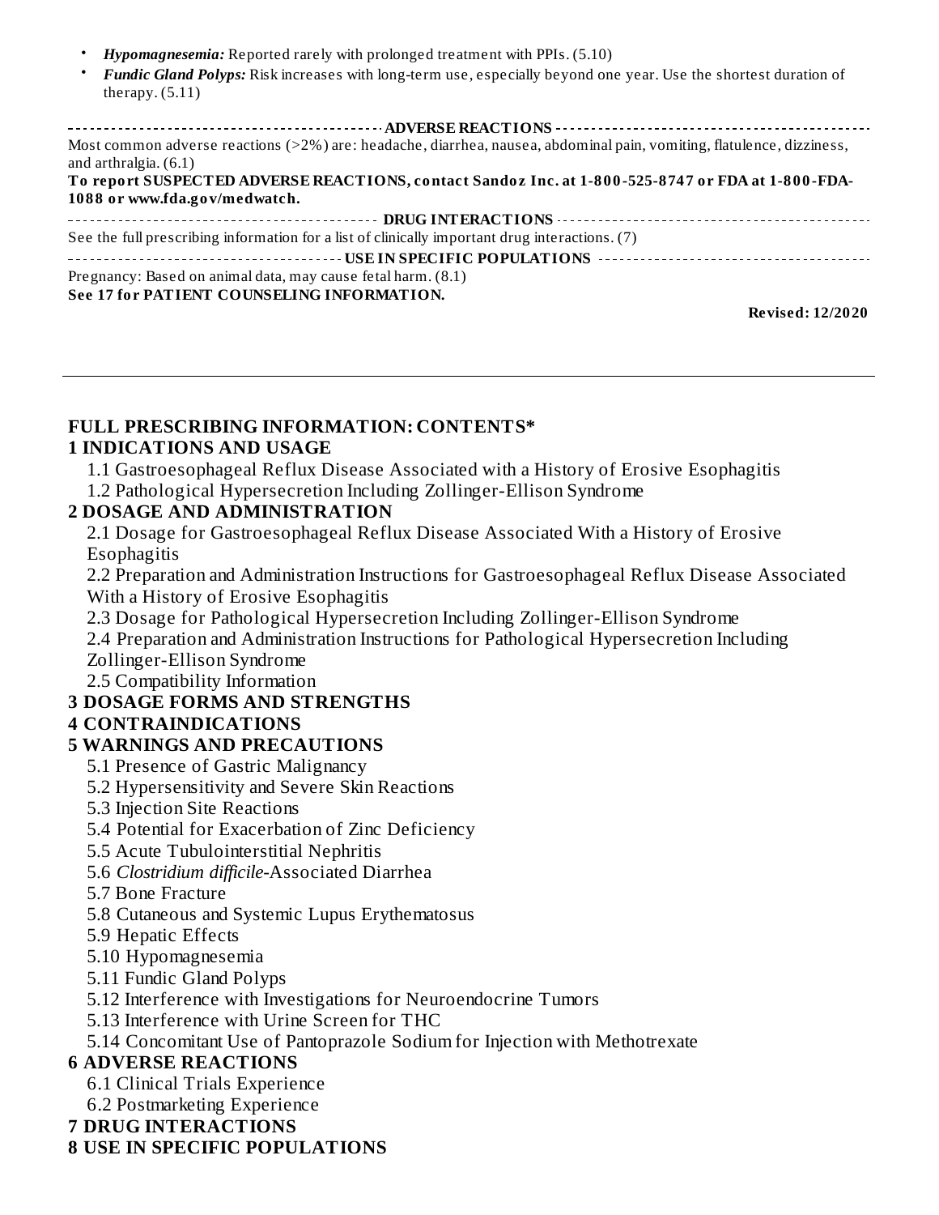- ***Hypomagnesemia:*** Reported rarely with prolonged treatment with PPIs. (5.10)
- ***Fundic Gland Polyps:*** Risk increases with long-term use, especially beyond one year. Use the shortest duration of therapy. (5.11)

**ADVERSE REACTIONS**

Most common adverse reactions (>2%) are: headache, diarrhea, nausea, abdominal pain, vomiting, flatulence, dizziness, and arthralgia. (6.1)

**To report SUSPECTED ADVERSE REACTIONS, contact Sandoz Inc. at 1-800-525-8747 or FDA at 1-800-FDA-1088 or www.fda.gov/medwatch.**

**DRUG INTERACTIONS**

See the full prescribing information for a list of clinically important drug interactions. (7)

**USE IN SPECIFIC POPULATIONS**

Pregnancy: Based on animal data, may cause fetal harm. (8.1)

**See 17 for PATIENT COUNSELING INFORMATION.**

**Revised: 12/2020**

## FULL PRESCRIBING INFORMATION: CONTENTS*

**1 INDICATIONS AND USAGE**

- 1.1 Gastroesophageal Reflux Disease Associated with a History of Erosive Esophagitis
- 1.2 Pathological Hypersecretion Including Zollinger-Ellison Syndrome

**2 DOSAGE AND ADMINISTRATION**

- 2.1 Dosage for Gastroesophageal Reflux Disease Associated With a History of Erosive Esophagitis
- 2.2 Preparation and Administration Instructions for Gastroesophageal Reflux Disease Associated With a History of Erosive Esophagitis
- 2.3 Dosage for Pathological Hypersecretion Including Zollinger-Ellison Syndrome
- 2.4 Preparation and Administration Instructions for Pathological Hypersecretion Including Zollinger-Ellison Syndrome
- 2.5 Compatibility Information

**3 DOSAGE FORMS AND STRENGTHS**

**4 CONTRAINDICATIONS**

**5 WARNINGS AND PRECAUTIONS**

- 5.1 Presence of Gastric Malignancy
- 5.2 Hypersensitivity and Severe Skin Reactions
- 5.3 Injection Site Reactions
- 5.4 Potential for Exacerbation of Zinc Deficiency
- 5.5 Acute Tubulointerstitial Nephritis
- 5.6 *Clostridium difficile*-Associated Diarrhea
- 5.7 Bone Fracture
- 5.8 Cutaneous and Systemic Lupus Erythematosus
- 5.9 Hepatic Effects
- 5.10 Hypomagnesemia
- 5.11 Fundic Gland Polyps
- 5.12 Interference with Investigations for Neuroendocrine Tumors
- 5.13 Interference with Urine Screen for THC
- 5.14 Concomitant Use of Pantoprazole Sodium for Injection with Methotrexate

**6 ADVERSE REACTIONS**

- 6.1 Clinical Trials Experience
- 6.2 Postmarketing Experience

**7 DRUG INTERACTIONS**

**8 USE IN SPECIFIC POPULATIONS**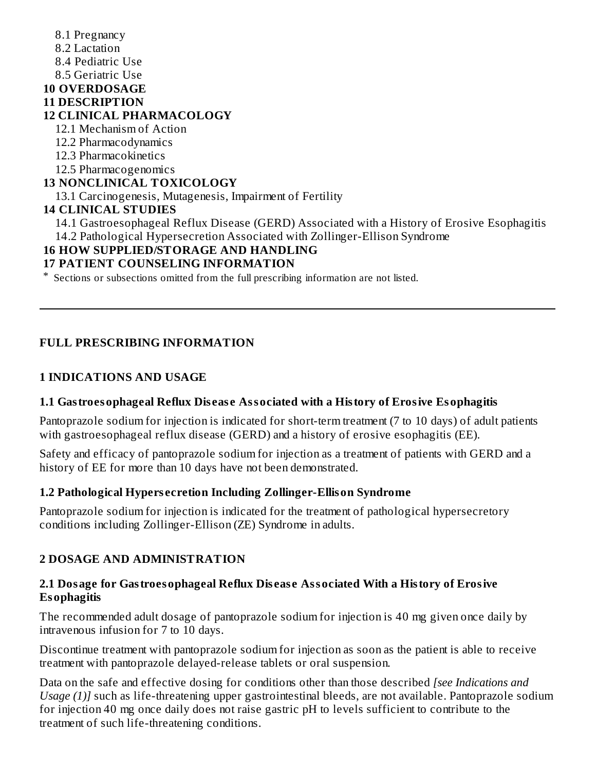8.1 Pregnancy
8.2 Lactation
8.4 Pediatric Use
8.5 Geriatric Use

**10 OVERDOSAGE**

**11 DESCRIPTION**

**12 CLINICAL PHARMACOLOGY**

12.1 Mechanism of Action
12.2 Pharmacodynamics
12.3 Pharmacokinetics
12.5 Pharmacogenomics

**13 NONCLINICAL TOXICOLOGY**

13.1 Carcinogenesis, Mutagenesis, Impairment of Fertility

**14 CLINICAL STUDIES**

14.1 Gastroesophageal Reflux Disease (GERD) Associated with a History of Erosive Esophagitis
14.2 Pathological Hypersecretion Associated with Zollinger-Ellison Syndrome

**16 HOW SUPPLIED/STORAGE AND HANDLING**

**17 PATIENT COUNSELING INFORMATION**

* Sections or subsections omitted from the full prescribing information are not listed.

---

## FULL PRESCRIBING INFORMATION

## 1 INDICATIONS AND USAGE

### 1.1 Gastroesophageal Reflux Disease Associated with a History of Erosive Esophagitis

Pantoprazole sodium for injection is indicated for short-term treatment (7 to 10 days) of adult patients with gastroesophageal reflux disease (GERD) and a history of erosive esophagitis (EE).

Safety and efficacy of pantoprazole sodium for injection as a treatment of patients with GERD and a history of EE for more than 10 days have not been demonstrated.

### 1.2 Pathological Hypersecretion Including Zollinger-Ellison Syndrome

Pantoprazole sodium for injection is indicated for the treatment of pathological hypersecretory conditions including Zollinger-Ellison (ZE) Syndrome in adults.

## 2 DOSAGE AND ADMINISTRATION

### 2.1 Dosage for Gastroesophageal Reflux Disease Associated With a History of Erosive Esophagitis

The recommended adult dosage of pantoprazole sodium for injection is 40 mg given once daily by intravenous infusion for 7 to 10 days.

Discontinue treatment with pantoprazole sodium for injection as soon as the patient is able to receive treatment with pantoprazole delayed-release tablets or oral suspension.

Data on the safe and effective dosing for conditions other than those described *[see Indications and Usage (1)]* such as life-threatening upper gastrointestinal bleeds, are not available. Pantoprazole sodium for injection 40 mg once daily does not raise gastric pH to levels sufficient to contribute to the treatment of such life-threatening conditions.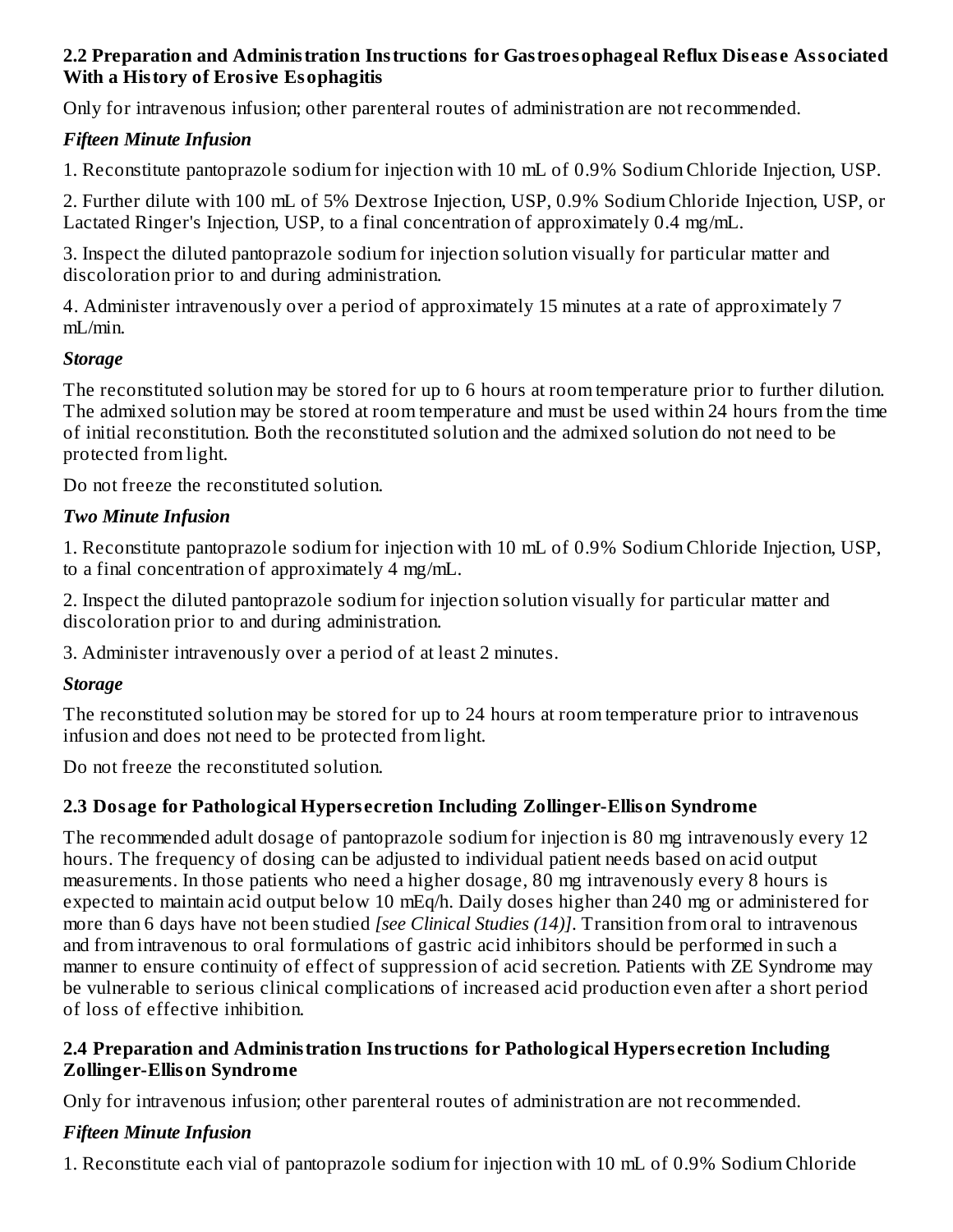### 2.2 Preparation and Administration Instructions for Gastroesophageal Reflux Disease Associated With a History of Erosive Esophagitis

Only for intravenous infusion; other parenteral routes of administration are not recommended.

***Fifteen Minute Infusion***

1. Reconstitute pantoprazole sodium for injection with 10 mL of 0.9% Sodium Chloride Injection, USP.

2. Further dilute with 100 mL of 5% Dextrose Injection, USP, 0.9% Sodium Chloride Injection, USP, or Lactated Ringer's Injection, USP, to a final concentration of approximately 0.4 mg/mL.

3. Inspect the diluted pantoprazole sodium for injection solution visually for particular matter and discoloration prior to and during administration.

4. Administer intravenously over a period of approximately 15 minutes at a rate of approximately 7 mL/min.

***Storage***

The reconstituted solution may be stored for up to 6 hours at room temperature prior to further dilution. The admixed solution may be stored at room temperature and must be used within 24 hours from the time of initial reconstitution. Both the reconstituted solution and the admixed solution do not need to be protected from light.

Do not freeze the reconstituted solution.

***Two Minute Infusion***

1. Reconstitute pantoprazole sodium for injection with 10 mL of 0.9% Sodium Chloride Injection, USP, to a final concentration of approximately 4 mg/mL.

2. Inspect the diluted pantoprazole sodium for injection solution visually for particular matter and discoloration prior to and during administration.

3. Administer intravenously over a period of at least 2 minutes.

***Storage***

The reconstituted solution may be stored for up to 24 hours at room temperature prior to intravenous infusion and does not need to be protected from light.

Do not freeze the reconstituted solution.

### 2.3 Dosage for Pathological Hypersecretion Including Zollinger-Ellison Syndrome

The recommended adult dosage of pantoprazole sodium for injection is 80 mg intravenously every 12 hours. The frequency of dosing can be adjusted to individual patient needs based on acid output measurements. In those patients who need a higher dosage, 80 mg intravenously every 8 hours is expected to maintain acid output below 10 mEq/h. Daily doses higher than 240 mg or administered for more than 6 days have not been studied *[see Clinical Studies (14)]*. Transition from oral to intravenous and from intravenous to oral formulations of gastric acid inhibitors should be performed in such a manner to ensure continuity of effect of suppression of acid secretion. Patients with ZE Syndrome may be vulnerable to serious clinical complications of increased acid production even after a short period of loss of effective inhibition.

### 2.4 Preparation and Administration Instructions for Pathological Hypersecretion Including Zollinger-Ellison Syndrome

Only for intravenous infusion; other parenteral routes of administration are not recommended.

***Fifteen Minute Infusion***

1. Reconstitute each vial of pantoprazole sodium for injection with 10 mL of 0.9% Sodium Chloride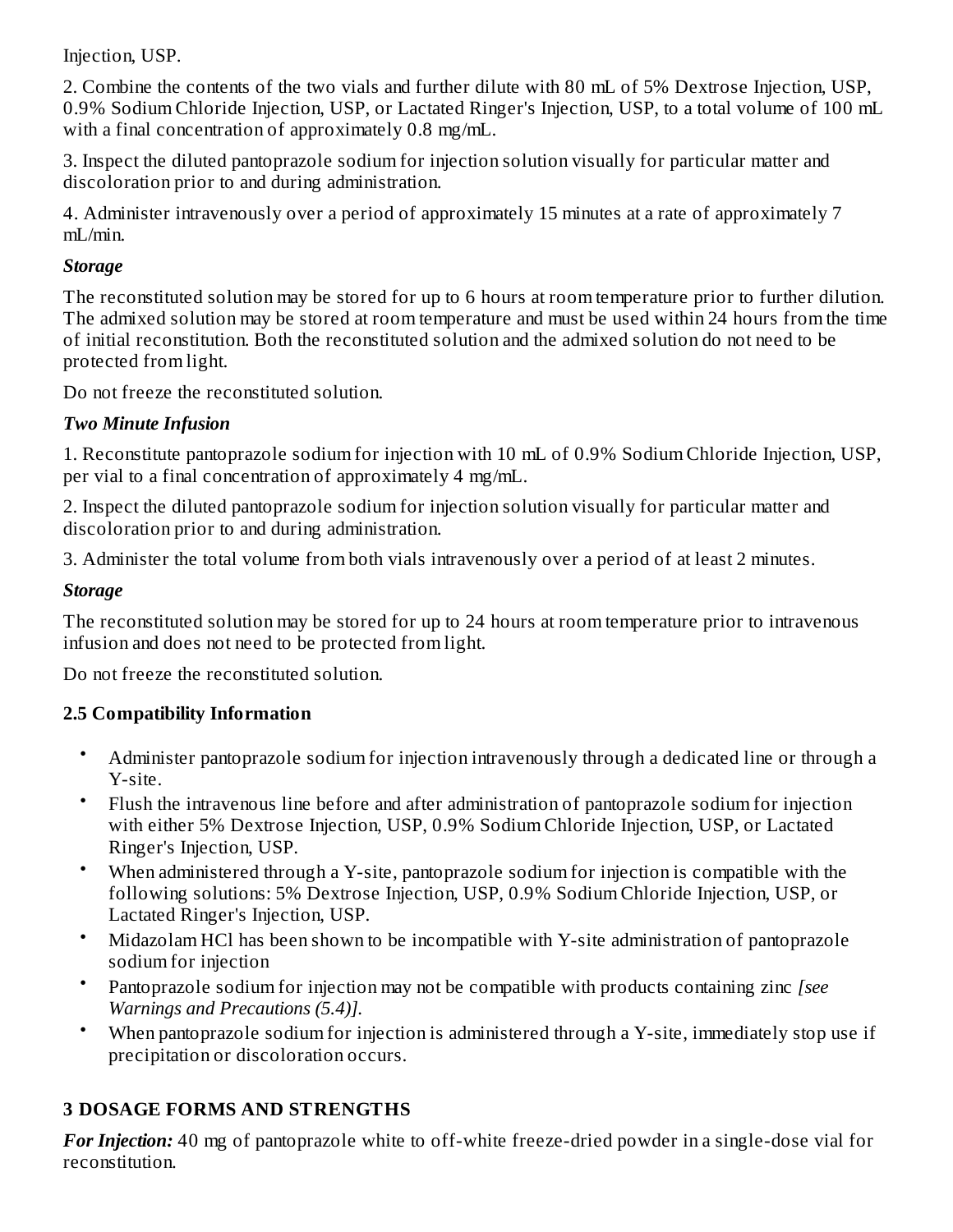Injection, USP.

2. Combine the contents of the two vials and further dilute with 80 mL of 5% Dextrose Injection, USP, 0.9% Sodium Chloride Injection, USP, or Lactated Ringer's Injection, USP, to a total volume of 100 mL with a final concentration of approximately 0.8 mg/mL.

3. Inspect the diluted pantoprazole sodium for injection solution visually for particular matter and discoloration prior to and during administration.

4. Administer intravenously over a period of approximately 15 minutes at a rate of approximately 7 mL/min.

***Storage***

The reconstituted solution may be stored for up to 6 hours at room temperature prior to further dilution. The admixed solution may be stored at room temperature and must be used within 24 hours from the time of initial reconstitution. Both the reconstituted solution and the admixed solution do not need to be protected from light.

Do not freeze the reconstituted solution.

***Two Minute Infusion***

1. Reconstitute pantoprazole sodium for injection with 10 mL of 0.9% Sodium Chloride Injection, USP, per vial to a final concentration of approximately 4 mg/mL.

2. Inspect the diluted pantoprazole sodium for injection solution visually for particular matter and discoloration prior to and during administration.

3. Administer the total volume from both vials intravenously over a period of at least 2 minutes.

***Storage***

The reconstituted solution may be stored for up to 24 hours at room temperature prior to intravenous infusion and does not need to be protected from light.

Do not freeze the reconstituted solution.

### 2.5 Compatibility Information

- Administer pantoprazole sodium for injection intravenously through a dedicated line or through a Y-site.
- Flush the intravenous line before and after administration of pantoprazole sodium for injection with either 5% Dextrose Injection, USP, 0.9% Sodium Chloride Injection, USP, or Lactated Ringer's Injection, USP.
- When administered through a Y-site, pantoprazole sodium for injection is compatible with the following solutions: 5% Dextrose Injection, USP, 0.9% Sodium Chloride Injection, USP, or Lactated Ringer's Injection, USP.
- Midazolam HCl has been shown to be incompatible with Y-site administration of pantoprazole sodium for injection
- Pantoprazole sodium for injection may not be compatible with products containing zinc *[see Warnings and Precautions (5.4)].*
- When pantoprazole sodium for injection is administered through a Y-site, immediately stop use if precipitation or discoloration occurs.

## 3 DOSAGE FORMS AND STRENGTHS

***For Injection:*** 40 mg of pantoprazole white to off-white freeze-dried powder in a single-dose vial for reconstitution.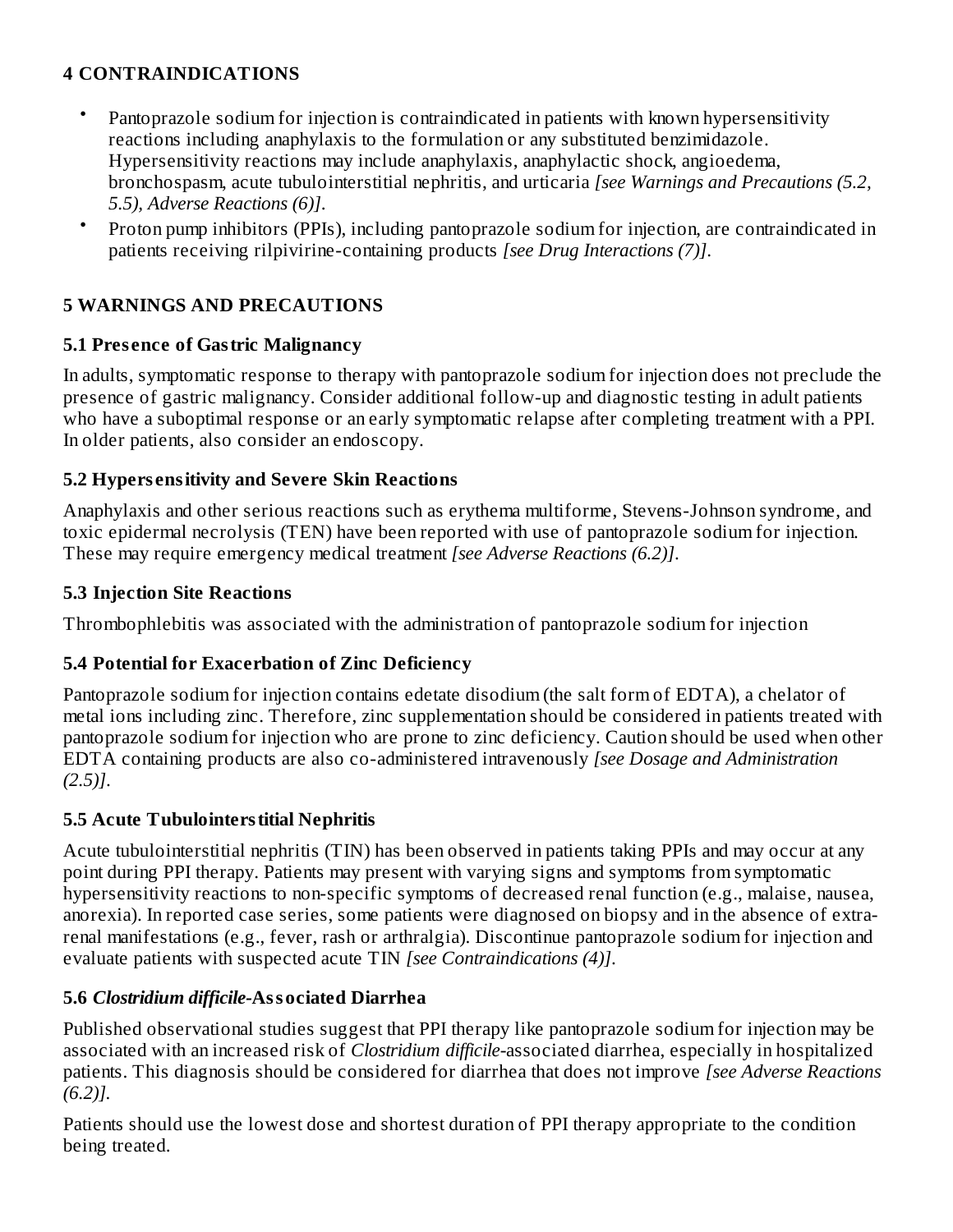## 4 CONTRAINDICATIONS

- Pantoprazole sodium for injection is contraindicated in patients with known hypersensitivity reactions including anaphylaxis to the formulation or any substituted benzimidazole. Hypersensitivity reactions may include anaphylaxis, anaphylactic shock, angioedema, bronchospasm, acute tubulointerstitial nephritis, and urticaria *[see Warnings and Precautions (5.2, 5.5), Adverse Reactions (6)]*.
- Proton pump inhibitors (PPIs), including pantoprazole sodium for injection, are contraindicated in patients receiving rilpivirine-containing products *[see Drug Interactions (7)]*.

## 5 WARNINGS AND PRECAUTIONS

### 5.1 Presence of Gastric Malignancy

In adults, symptomatic response to therapy with pantoprazole sodium for injection does not preclude the presence of gastric malignancy. Consider additional follow-up and diagnostic testing in adult patients who have a suboptimal response or an early symptomatic relapse after completing treatment with a PPI. In older patients, also consider an endoscopy.

### 5.2 Hypersensitivity and Severe Skin Reactions

Anaphylaxis and other serious reactions such as erythema multiforme, Stevens-Johnson syndrome, and toxic epidermal necrolysis (TEN) have been reported with use of pantoprazole sodium for injection. These may require emergency medical treatment *[see Adverse Reactions (6.2)]*.

### 5.3 Injection Site Reactions

Thrombophlebitis was associated with the administration of pantoprazole sodium for injection

### 5.4 Potential for Exacerbation of Zinc Deficiency

Pantoprazole sodium for injection contains edetate disodium (the salt form of EDTA), a chelator of metal ions including zinc. Therefore, zinc supplementation should be considered in patients treated with pantoprazole sodium for injection who are prone to zinc deficiency. Caution should be used when other EDTA containing products are also co-administered intravenously *[see Dosage and Administration (2.5)]*.

### 5.5 Acute Tubulointerstitial Nephritis

Acute tubulointerstitial nephritis (TIN) has been observed in patients taking PPIs and may occur at any point during PPI therapy. Patients may present with varying signs and symptoms from symptomatic hypersensitivity reactions to non-specific symptoms of decreased renal function (e.g., malaise, nausea, anorexia). In reported case series, some patients were diagnosed on biopsy and in the absence of extra-renal manifestations (e.g., fever, rash or arthralgia). Discontinue pantoprazole sodium for injection and evaluate patients with suspected acute TIN *[see Contraindications (4)]*.

### 5.6 *Clostridium difficile*-Associated Diarrhea

Published observational studies suggest that PPI therapy like pantoprazole sodium for injection may be associated with an increased risk of *Clostridium difficile*-associated diarrhea, especially in hospitalized patients. This diagnosis should be considered for diarrhea that does not improve *[see Adverse Reactions (6.2)]*.

Patients should use the lowest dose and shortest duration of PPI therapy appropriate to the condition being treated.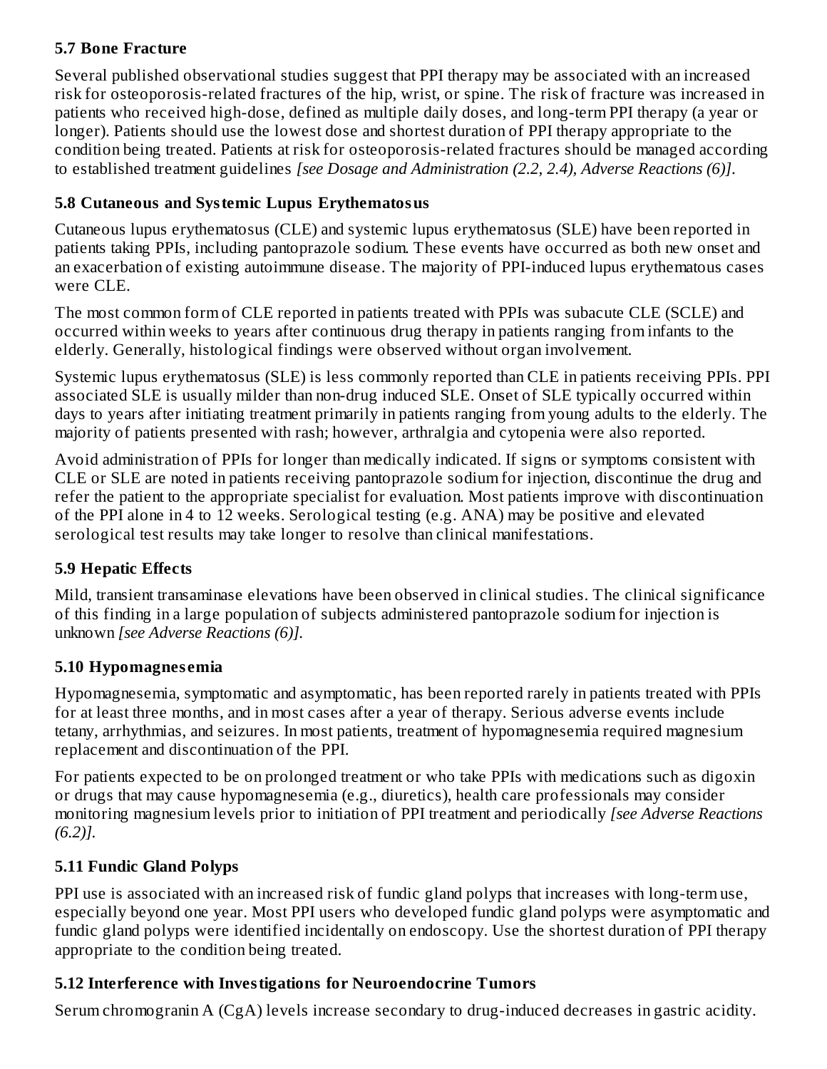### 5.7 Bone Fracture

Several published observational studies suggest that PPI therapy may be associated with an increased risk for osteoporosis-related fractures of the hip, wrist, or spine. The risk of fracture was increased in patients who received high-dose, defined as multiple daily doses, and long-term PPI therapy (a year or longer). Patients should use the lowest dose and shortest duration of PPI therapy appropriate to the condition being treated. Patients at risk for osteoporosis-related fractures should be managed according to established treatment guidelines *[see Dosage and Administration (2.2, 2.4), Adverse Reactions (6)]*.

### 5.8 Cutaneous and Systemic Lupus Erythematosus

Cutaneous lupus erythematosus (CLE) and systemic lupus erythematosus (SLE) have been reported in patients taking PPIs, including pantoprazole sodium. These events have occurred as both new onset and an exacerbation of existing autoimmune disease. The majority of PPI-induced lupus erythematous cases were CLE.

The most common form of CLE reported in patients treated with PPIs was subacute CLE (SCLE) and occurred within weeks to years after continuous drug therapy in patients ranging from infants to the elderly. Generally, histological findings were observed without organ involvement.

Systemic lupus erythematosus (SLE) is less commonly reported than CLE in patients receiving PPIs. PPI associated SLE is usually milder than non-drug induced SLE. Onset of SLE typically occurred within days to years after initiating treatment primarily in patients ranging from young adults to the elderly. The majority of patients presented with rash; however, arthralgia and cytopenia were also reported.

Avoid administration of PPIs for longer than medically indicated. If signs or symptoms consistent with CLE or SLE are noted in patients receiving pantoprazole sodium for injection, discontinue the drug and refer the patient to the appropriate specialist for evaluation. Most patients improve with discontinuation of the PPI alone in 4 to 12 weeks. Serological testing (e.g. ANA) may be positive and elevated serological test results may take longer to resolve than clinical manifestations.

### 5.9 Hepatic Effects

Mild, transient transaminase elevations have been observed in clinical studies. The clinical significance of this finding in a large population of subjects administered pantoprazole sodium for injection is unknown *[see Adverse Reactions (6)].*

### 5.10 Hypomagnesemia

Hypomagnesemia, symptomatic and asymptomatic, has been reported rarely in patients treated with PPIs for at least three months, and in most cases after a year of therapy. Serious adverse events include tetany, arrhythmias, and seizures. In most patients, treatment of hypomagnesemia required magnesium replacement and discontinuation of the PPI.

For patients expected to be on prolonged treatment or who take PPIs with medications such as digoxin or drugs that may cause hypomagnesemia (e.g., diuretics), health care professionals may consider monitoring magnesium levels prior to initiation of PPI treatment and periodically *[see Adverse Reactions (6.2)].*

### 5.11 Fundic Gland Polyps

PPI use is associated with an increased risk of fundic gland polyps that increases with long-term use, especially beyond one year. Most PPI users who developed fundic gland polyps were asymptomatic and fundic gland polyps were identified incidentally on endoscopy. Use the shortest duration of PPI therapy appropriate to the condition being treated.

### 5.12 Interference with Investigations for Neuroendocrine Tumors

Serum chromogranin A (CgA) levels increase secondary to drug-induced decreases in gastric acidity.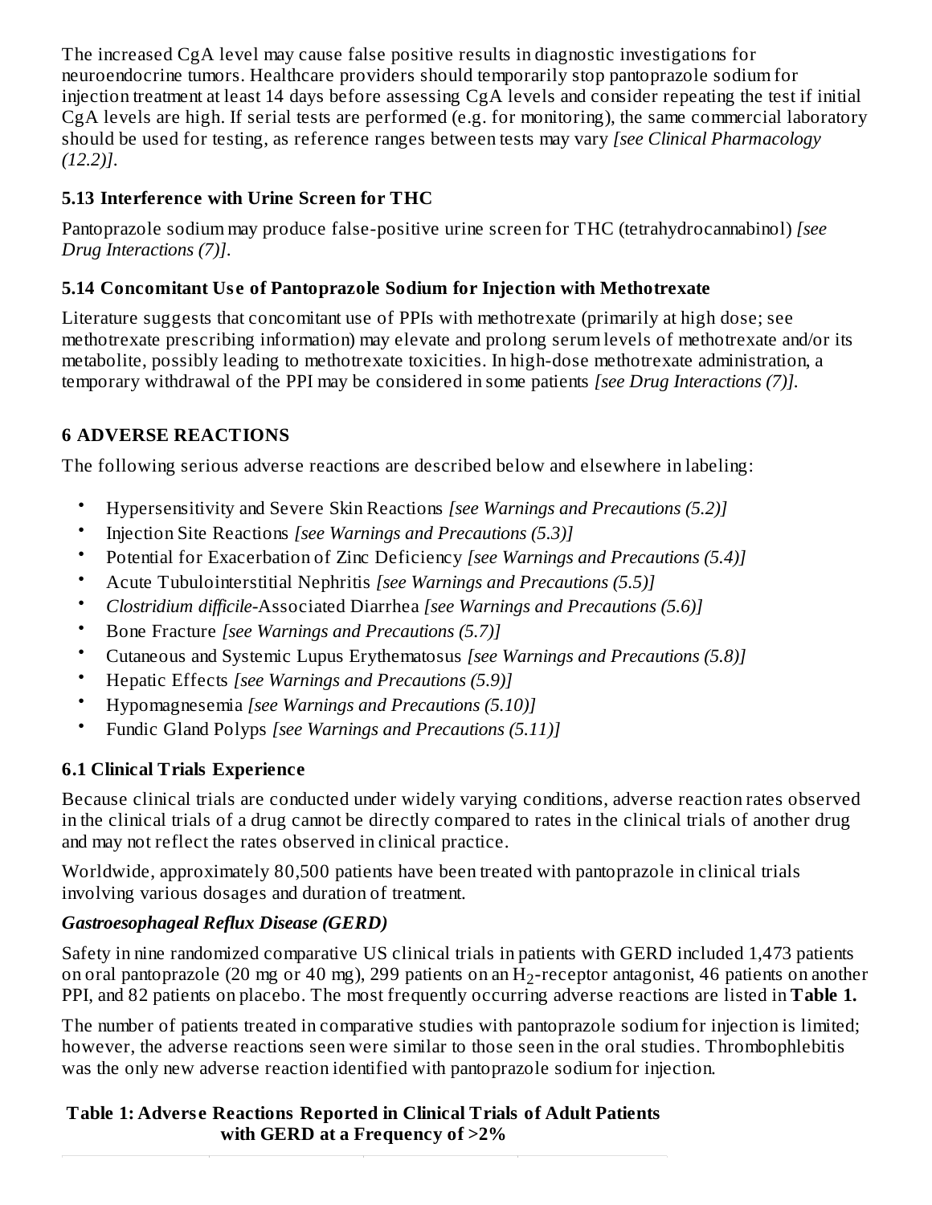The increased CgA level may cause false positive results in diagnostic investigations for neuroendocrine tumors. Healthcare providers should temporarily stop pantoprazole sodium for injection treatment at least 14 days before assessing CgA levels and consider repeating the test if initial CgA levels are high. If serial tests are performed (e.g. for monitoring), the same commercial laboratory should be used for testing, as reference ranges between tests may vary *[see Clinical Pharmacology (12.2)]*.

### 5.13 Interference with Urine Screen for THC

Pantoprazole sodium may produce false-positive urine screen for THC (tetrahydrocannabinol) *[see Drug Interactions (7)]*.

### 5.14 Concomitant Use of Pantoprazole Sodium for Injection with Methotrexate

Literature suggests that concomitant use of PPIs with methotrexate (primarily at high dose; see methotrexate prescribing information) may elevate and prolong serum levels of methotrexate and/or its metabolite, possibly leading to methotrexate toxicities. In high-dose methotrexate administration, a temporary withdrawal of the PPI may be considered in some patients *[see Drug Interactions (7)]*.

## 6 ADVERSE REACTIONS

The following serious adverse reactions are described below and elsewhere in labeling:

- Hypersensitivity and Severe Skin Reactions *[see Warnings and Precautions (5.2)]*
- Injection Site Reactions *[see Warnings and Precautions (5.3)]*
- Potential for Exacerbation of Zinc Deficiency *[see Warnings and Precautions (5.4)]*
- Acute Tubulointerstitial Nephritis *[see Warnings and Precautions (5.5)]*
- *Clostridium difficile*-Associated Diarrhea *[see Warnings and Precautions (5.6)]*
- Bone Fracture *[see Warnings and Precautions (5.7)]*
- Cutaneous and Systemic Lupus Erythematosus *[see Warnings and Precautions (5.8)]*
- Hepatic Effects *[see Warnings and Precautions (5.9)]*
- Hypomagnesemia *[see Warnings and Precautions (5.10)]*
- Fundic Gland Polyps *[see Warnings and Precautions (5.11)]*

### 6.1 Clinical Trials Experience

Because clinical trials are conducted under widely varying conditions, adverse reaction rates observed in the clinical trials of a drug cannot be directly compared to rates in the clinical trials of another drug and may not reflect the rates observed in clinical practice.

Worldwide, approximately 80,500 patients have been treated with pantoprazole in clinical trials involving various dosages and duration of treatment.

***Gastroesophageal Reflux Disease (GERD)***

Safety in nine randomized comparative US clinical trials in patients with GERD included 1,473 patients on oral pantoprazole (20 mg or 40 mg), 299 patients on an $H_2$-receptor antagonist, 46 patients on another PPI, and 82 patients on placebo. The most frequently occurring adverse reactions are listed in **Table 1.**

The number of patients treated in comparative studies with pantoprazole sodium for injection is limited; however, the adverse reactions seen were similar to those seen in the oral studies. Thrombophlebitis was the only new adverse reaction identified with pantoprazole sodium for injection.

**Table 1: Adverse Reactions Reported in Clinical Trials of Adult Patients with GERD at a Frequency of >2%**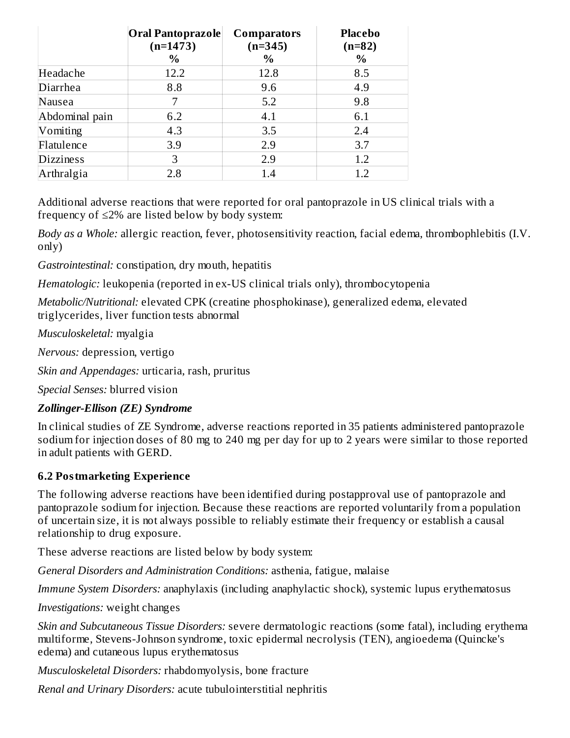| | Oral Pantoprazole (n=1473) % | Comparators (n=345) % | Placebo (n=82) % |
|---|---|---|---|
| Headache | 12.2 | 12.8 | 8.5 |
| Diarrhea | 8.8 | 9.6 | 4.9 |
| Nausea | 7 | 5.2 | 9.8 |
| Abdominal pain | 6.2 | 4.1 | 6.1 |
| Vomiting | 4.3 | 3.5 | 2.4 |
| Flatulence | 3.9 | 2.9 | 3.7 |
| Dizziness | 3 | 2.9 | 1.2 |
| Arthralgia | 2.8 | 1.4 | 1.2 |

Additional adverse reactions that were reported for oral pantoprazole in US clinical trials with a frequency of ≤2% are listed below by body system:

*Body as a Whole:* allergic reaction, fever, photosensitivity reaction, facial edema, thrombophlebitis (I.V. only)

*Gastrointestinal:* constipation, dry mouth, hepatitis

*Hematologic:* leukopenia (reported in ex-US clinical trials only), thrombocytopenia

*Metabolic/Nutritional:* elevated CPK (creatine phosphokinase), generalized edema, elevated triglycerides, liver function tests abnormal

*Musculoskeletal:* myalgia

*Nervous:* depression, vertigo

*Skin and Appendages:* urticaria, rash, pruritus

*Special Senses:* blurred vision

***Zollinger-Ellison (ZE) Syndrome***

In clinical studies of ZE Syndrome, adverse reactions reported in 35 patients administered pantoprazole sodium for injection doses of 80 mg to 240 mg per day for up to 2 years were similar to those reported in adult patients with GERD.

## 6.2 Postmarketing Experience

The following adverse reactions have been identified during postapproval use of pantoprazole and pantoprazole sodium for injection. Because these reactions are reported voluntarily from a population of uncertain size, it is not always possible to reliably estimate their frequency or establish a causal relationship to drug exposure.

These adverse reactions are listed below by body system:

*General Disorders and Administration Conditions:* asthenia, fatigue, malaise

*Immune System Disorders:* anaphylaxis (including anaphylactic shock), systemic lupus erythematosus

*Investigations:* weight changes

*Skin and Subcutaneous Tissue Disorders:* severe dermatologic reactions (some fatal), including erythema multiforme, Stevens-Johnson syndrome, toxic epidermal necrolysis (TEN), angioedema (Quincke's edema) and cutaneous lupus erythematosus

*Musculoskeletal Disorders:* rhabdomyolysis, bone fracture

*Renal and Urinary Disorders:* acute tubulointerstitial nephritis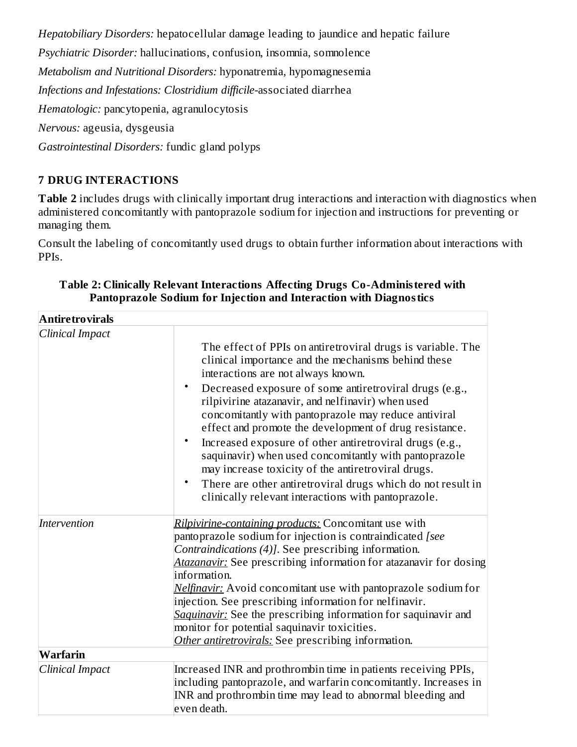*Hepatobiliary Disorders:* hepatocellular damage leading to jaundice and hepatic failure

*Psychiatric Disorder:* hallucinations, confusion, insomnia, somnolence

*Metabolism and Nutritional Disorders:* hyponatremia, hypomagnesemia

*Infections and Infestations: Clostridium difficile*-associated diarrhea

*Hematologic:* pancytopenia, agranulocytosis

*Nervous:* ageusia, dysgeusia

*Gastrointestinal Disorders:* fundic gland polyps

## 7 DRUG INTERACTIONS

**Table 2** includes drugs with clinically important drug interactions and interaction with diagnostics when administered concomitantly with pantoprazole sodium for injection and instructions for preventing or managing them.

Consult the labeling of concomitantly used drugs to obtain further information about interactions with PPIs.

**Table 2: Clinically Relevant Interactions Affecting Drugs Co-Administered with Pantoprazole Sodium for Injection and Interaction with Diagnostics**

| **Antiretrovirals** | |
|---|---|
| *Clinical Impact* | The effect of PPIs on antiretroviral drugs is variable. The clinical importance and the mechanisms behind these interactions are not always known. • Decreased exposure of some antiretroviral drugs (e.g., rilpivirine atazanavir, and nelfinavir) when used concomitantly with pantoprazole may reduce antiviral effect and promote the development of drug resistance. • Increased exposure of other antiretroviral drugs (e.g., saquinavir) when used concomitantly with pantoprazole may increase toxicity of the antiretroviral drugs. • There are other antiretroviral drugs which do not result in clinically relevant interactions with pantoprazole. |
| *Intervention* | <u>*Rilpivirine-containing products:*</u> Concomitant use with pantoprazole sodium for injection is contraindicated *[see Contraindications (4)]*. See prescribing information. <u>*Atazanavir:*</u> See prescribing information for atazanavir for dosing information. <u>*Nelfinavir:*</u> Avoid concomitant use with pantoprazole sodium for injection. See prescribing information for nelfinavir. <u>*Saquinavir:*</u> See the prescribing information for saquinavir and monitor for potential saquinavir toxicities. <u>*Other antiretrovirals:*</u> See prescribing information. |
| **Warfarin** | |
| *Clinical Impact* | Increased INR and prothrombin time in patients receiving PPIs, including pantoprazole, and warfarin concomitantly. Increases in INR and prothrombin time may lead to abnormal bleeding and even death. |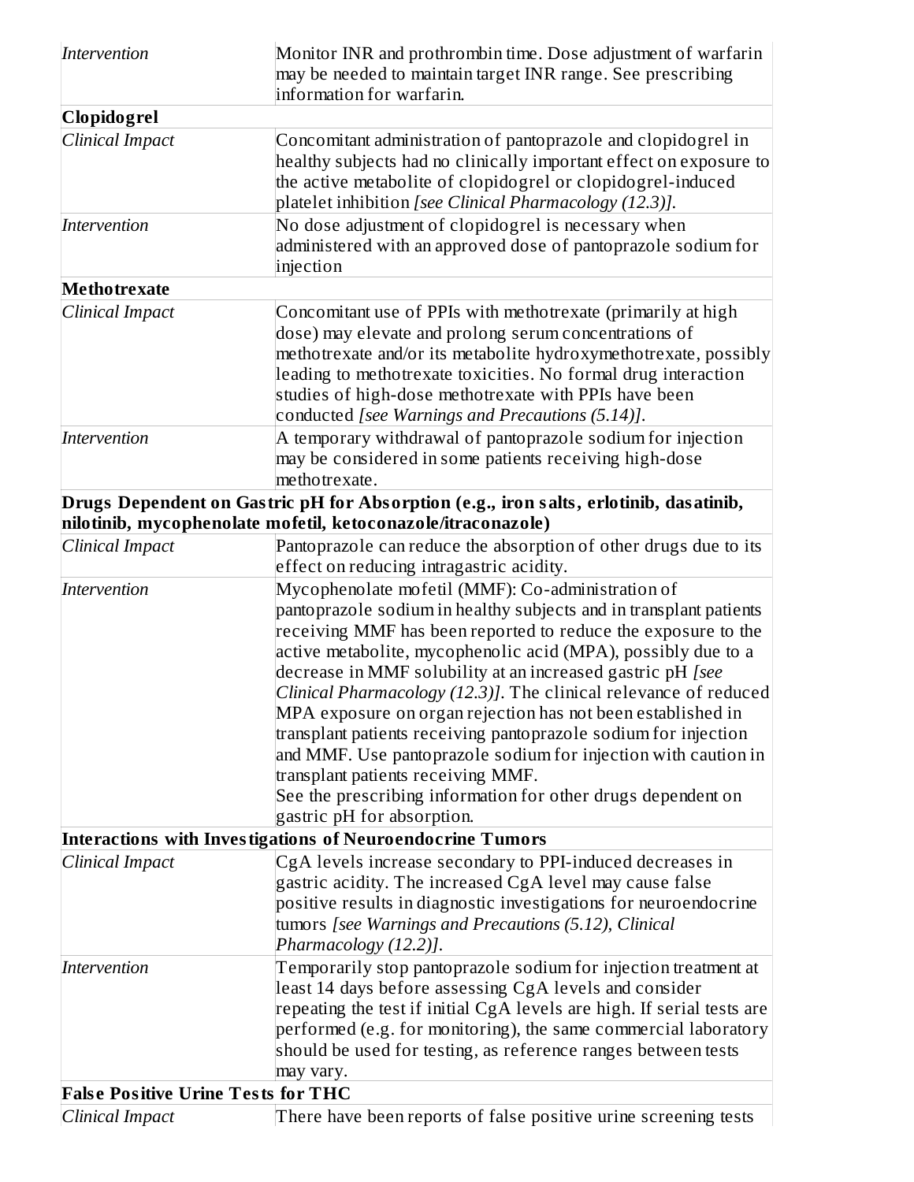| | |
|---|---|
| *Intervention* | Monitor INR and prothrombin time. Dose adjustment of warfarin may be needed to maintain target INR range. See prescribing information for warfarin. |
| **Clopidogrel** | |
| *Clinical Impact* | Concomitant administration of pantoprazole and clopidogrel in healthy subjects had no clinically important effect on exposure to the active metabolite of clopidogrel or clopidogrel-induced platelet inhibition *[see Clinical Pharmacology (12.3)]*. |
| *Intervention* | No dose adjustment of clopidogrel is necessary when administered with an approved dose of pantoprazole sodium for injection |
| **Methotrexate** | |
| *Clinical Impact* | Concomitant use of PPIs with methotrexate (primarily at high dose) may elevate and prolong serum concentrations of methotrexate and/or its metabolite hydroxymethotrexate, possibly leading to methotrexate toxicities. No formal drug interaction studies of high-dose methotrexate with PPIs have been conducted *[see Warnings and Precautions (5.14)]*. |
| *Intervention* | A temporary withdrawal of pantoprazole sodium for injection may be considered in some patients receiving high-dose methotrexate. |
| **Drugs Dependent on Gastric pH for Absorption (e.g., iron salts, erlotinib, dasatinib, nilotinib, mycophenolate mofetil, ketoconazole/itraconazole)** | |
| *Clinical Impact* | Pantoprazole can reduce the absorption of other drugs due to its effect on reducing intragastric acidity. |
| *Intervention* | Mycophenolate mofetil (MMF): Co-administration of pantoprazole sodium in healthy subjects and in transplant patients receiving MMF has been reported to reduce the exposure to the active metabolite, mycophenolic acid (MPA), possibly due to a decrease in MMF solubility at an increased gastric pH *[see Clinical Pharmacology (12.3)]*. The clinical relevance of reduced MPA exposure on organ rejection has not been established in transplant patients receiving pantoprazole sodium for injection and MMF. Use pantoprazole sodium for injection with caution in transplant patients receiving MMF.<br>See the prescribing information for other drugs dependent on gastric pH for absorption. |
| **Interactions with Investigations of Neuroendocrine Tumors** | |
| *Clinical Impact* | CgA levels increase secondary to PPI-induced decreases in gastric acidity. The increased CgA level may cause false positive results in diagnostic investigations for neuroendocrine tumors *[see Warnings and Precautions (5.12), Clinical Pharmacology (12.2)]*. |
| *Intervention* | Temporarily stop pantoprazole sodium for injection treatment at least 14 days before assessing CgA levels and consider repeating the test if initial CgA levels are high. If serial tests are performed (e.g. for monitoring), the same commercial laboratory should be used for testing, as reference ranges between tests may vary. |
| **False Positive Urine Tests for THC** | |
| *Clinical Impact* | There have been reports of false positive urine screening tests |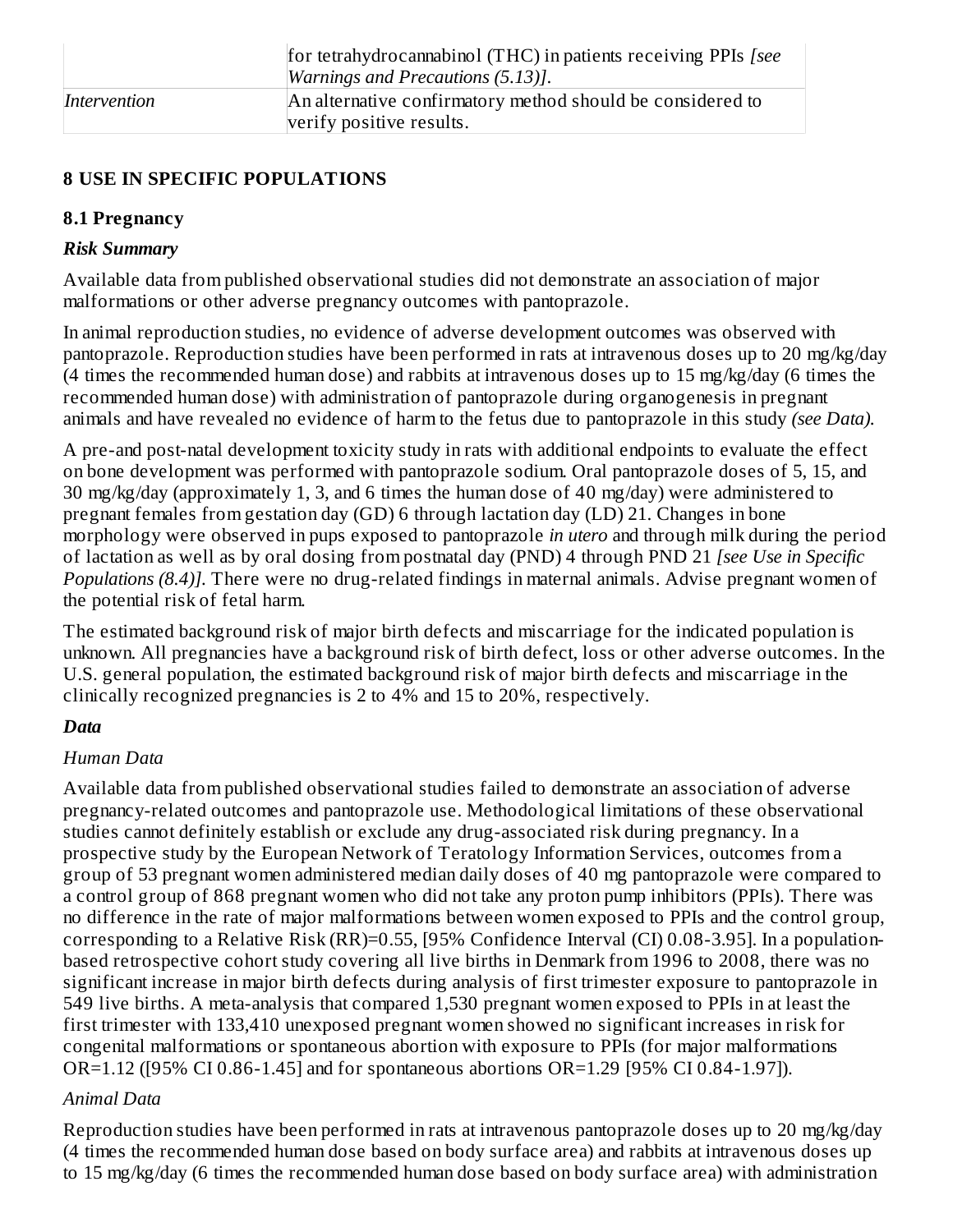| | |
|---|---|
| | for tetrahydrocannabinol (THC) in patients receiving PPIs *[see Warnings and Precautions (5.13)]*. |
| *Intervention* | An alternative confirmatory method should be considered to verify positive results. |

## 8 USE IN SPECIFIC POPULATIONS

### 8.1 Pregnancy

***Risk Summary***

Available data from published observational studies did not demonstrate an association of major malformations or other adverse pregnancy outcomes with pantoprazole.

In animal reproduction studies, no evidence of adverse development outcomes was observed with pantoprazole. Reproduction studies have been performed in rats at intravenous doses up to 20 mg/kg/day (4 times the recommended human dose) and rabbits at intravenous doses up to 15 mg/kg/day (6 times the recommended human dose) with administration of pantoprazole during organogenesis in pregnant animals and have revealed no evidence of harm to the fetus due to pantoprazole in this study *(see Data).*

A pre-and post-natal development toxicity study in rats with additional endpoints to evaluate the effect on bone development was performed with pantoprazole sodium. Oral pantoprazole doses of 5, 15, and 30 mg/kg/day (approximately 1, 3, and 6 times the human dose of 40 mg/day) were administered to pregnant females from gestation day (GD) 6 through lactation day (LD) 21. Changes in bone morphology were observed in pups exposed to pantoprazole *in utero* and through milk during the period of lactation as well as by oral dosing from postnatal day (PND) 4 through PND 21 *[see Use in Specific Populations (8.4)]*. There were no drug-related findings in maternal animals. Advise pregnant women of the potential risk of fetal harm.

The estimated background risk of major birth defects and miscarriage for the indicated population is unknown. All pregnancies have a background risk of birth defect, loss or other adverse outcomes. In the U.S. general population, the estimated background risk of major birth defects and miscarriage in the clinically recognized pregnancies is 2 to 4% and 15 to 20%, respectively.

***Data***

*Human Data*

Available data from published observational studies failed to demonstrate an association of adverse pregnancy-related outcomes and pantoprazole use. Methodological limitations of these observational studies cannot definitely establish or exclude any drug-associated risk during pregnancy. In a prospective study by the European Network of Teratology Information Services, outcomes from a group of 53 pregnant women administered median daily doses of 40 mg pantoprazole were compared to a control group of 868 pregnant women who did not take any proton pump inhibitors (PPIs). There was no difference in the rate of major malformations between women exposed to PPIs and the control group, corresponding to a Relative Risk (RR)=0.55, [95% Confidence Interval (CI) 0.08-3.95]. In a population-based retrospective cohort study covering all live births in Denmark from 1996 to 2008, there was no significant increase in major birth defects during analysis of first trimester exposure to pantoprazole in 549 live births. A meta-analysis that compared 1,530 pregnant women exposed to PPIs in at least the first trimester with 133,410 unexposed pregnant women showed no significant increases in risk for congenital malformations or spontaneous abortion with exposure to PPIs (for major malformations OR=1.12 ([95% CI 0.86-1.45] and for spontaneous abortions OR=1.29 [95% CI 0.84-1.97]).

*Animal Data*

Reproduction studies have been performed in rats at intravenous pantoprazole doses up to 20 mg/kg/day (4 times the recommended human dose based on body surface area) and rabbits at intravenous doses up to 15 mg/kg/day (6 times the recommended human dose based on body surface area) with administration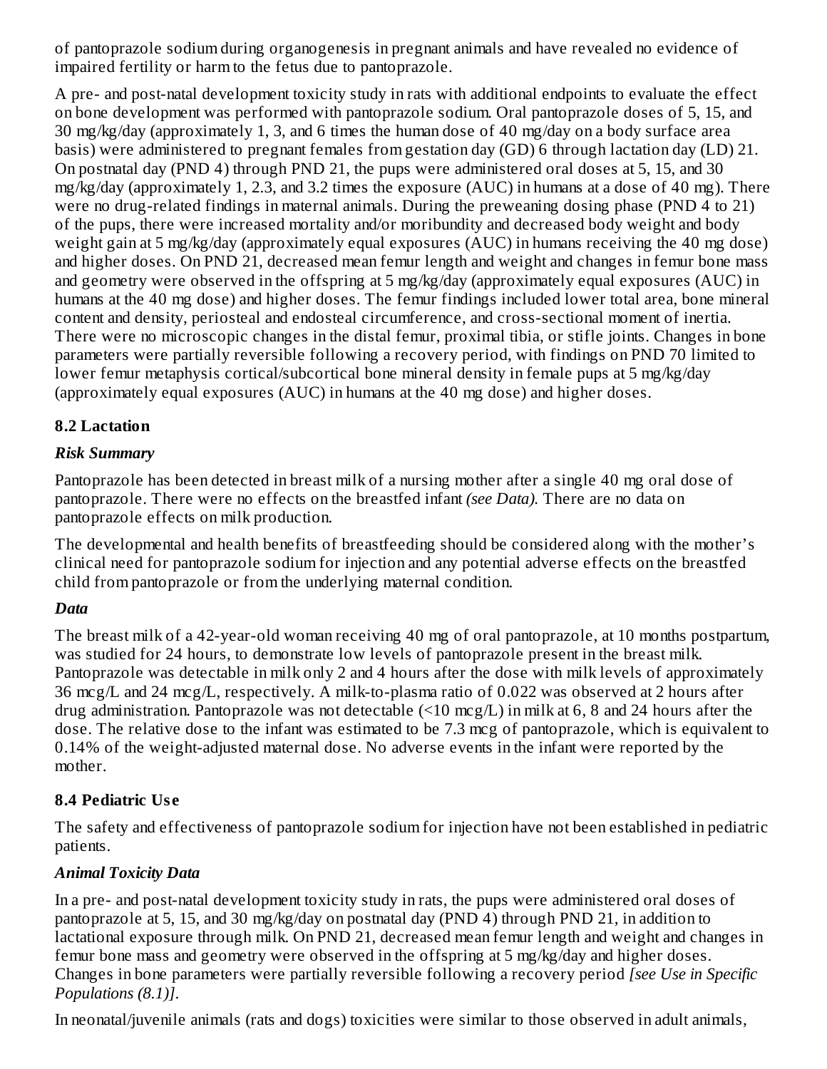of pantoprazole sodium during organogenesis in pregnant animals and have revealed no evidence of impaired fertility or harm to the fetus due to pantoprazole.

A pre- and post-natal development toxicity study in rats with additional endpoints to evaluate the effect on bone development was performed with pantoprazole sodium. Oral pantoprazole doses of 5, 15, and 30 mg/kg/day (approximately 1, 3, and 6 times the human dose of 40 mg/day on a body surface area basis) were administered to pregnant females from gestation day (GD) 6 through lactation day (LD) 21. On postnatal day (PND 4) through PND 21, the pups were administered oral doses at 5, 15, and 30 mg/kg/day (approximately 1, 2.3, and 3.2 times the exposure (AUC) in humans at a dose of 40 mg). There were no drug-related findings in maternal animals. During the preweaning dosing phase (PND 4 to 21) of the pups, there were increased mortality and/or moribundity and decreased body weight and body weight gain at 5 mg/kg/day (approximately equal exposures (AUC) in humans receiving the 40 mg dose) and higher doses. On PND 21, decreased mean femur length and weight and changes in femur bone mass and geometry were observed in the offspring at 5 mg/kg/day (approximately equal exposures (AUC) in humans at the 40 mg dose) and higher doses. The femur findings included lower total area, bone mineral content and density, periosteal and endosteal circumference, and cross-sectional moment of inertia. There were no microscopic changes in the distal femur, proximal tibia, or stifle joints. Changes in bone parameters were partially reversible following a recovery period, with findings on PND 70 limited to lower femur metaphysis cortical/subcortical bone mineral density in female pups at 5 mg/kg/day (approximately equal exposures (AUC) in humans at the 40 mg dose) and higher doses.

## 8.2 Lactation

***Risk Summary***

Pantoprazole has been detected in breast milk of a nursing mother after a single 40 mg oral dose of pantoprazole. There were no effects on the breastfed infant *(see Data).* There are no data on pantoprazole effects on milk production.

The developmental and health benefits of breastfeeding should be considered along with the mother's clinical need for pantoprazole sodium for injection and any potential adverse effects on the breastfed child from pantoprazole or from the underlying maternal condition.

***Data***

The breast milk of a 42-year-old woman receiving 40 mg of oral pantoprazole, at 10 months postpartum, was studied for 24 hours, to demonstrate low levels of pantoprazole present in the breast milk. Pantoprazole was detectable in milk only 2 and 4 hours after the dose with milk levels of approximately 36 mcg/L and 24 mcg/L, respectively. A milk-to-plasma ratio of 0.022 was observed at 2 hours after drug administration. Pantoprazole was not detectable (<10 mcg/L) in milk at 6, 8 and 24 hours after the dose. The relative dose to the infant was estimated to be 7.3 mcg of pantoprazole, which is equivalent to 0.14% of the weight-adjusted maternal dose. No adverse events in the infant were reported by the mother.

## 8.4 Pediatric Use

The safety and effectiveness of pantoprazole sodium for injection have not been established in pediatric patients.

***Animal Toxicity Data***

In a pre- and post-natal development toxicity study in rats, the pups were administered oral doses of pantoprazole at 5, 15, and 30 mg/kg/day on postnatal day (PND 4) through PND 21, in addition to lactational exposure through milk. On PND 21, decreased mean femur length and weight and changes in femur bone mass and geometry were observed in the offspring at 5 mg/kg/day and higher doses. Changes in bone parameters were partially reversible following a recovery period *[see Use in Specific Populations (8.1)]*.

In neonatal/juvenile animals (rats and dogs) toxicities were similar to those observed in adult animals,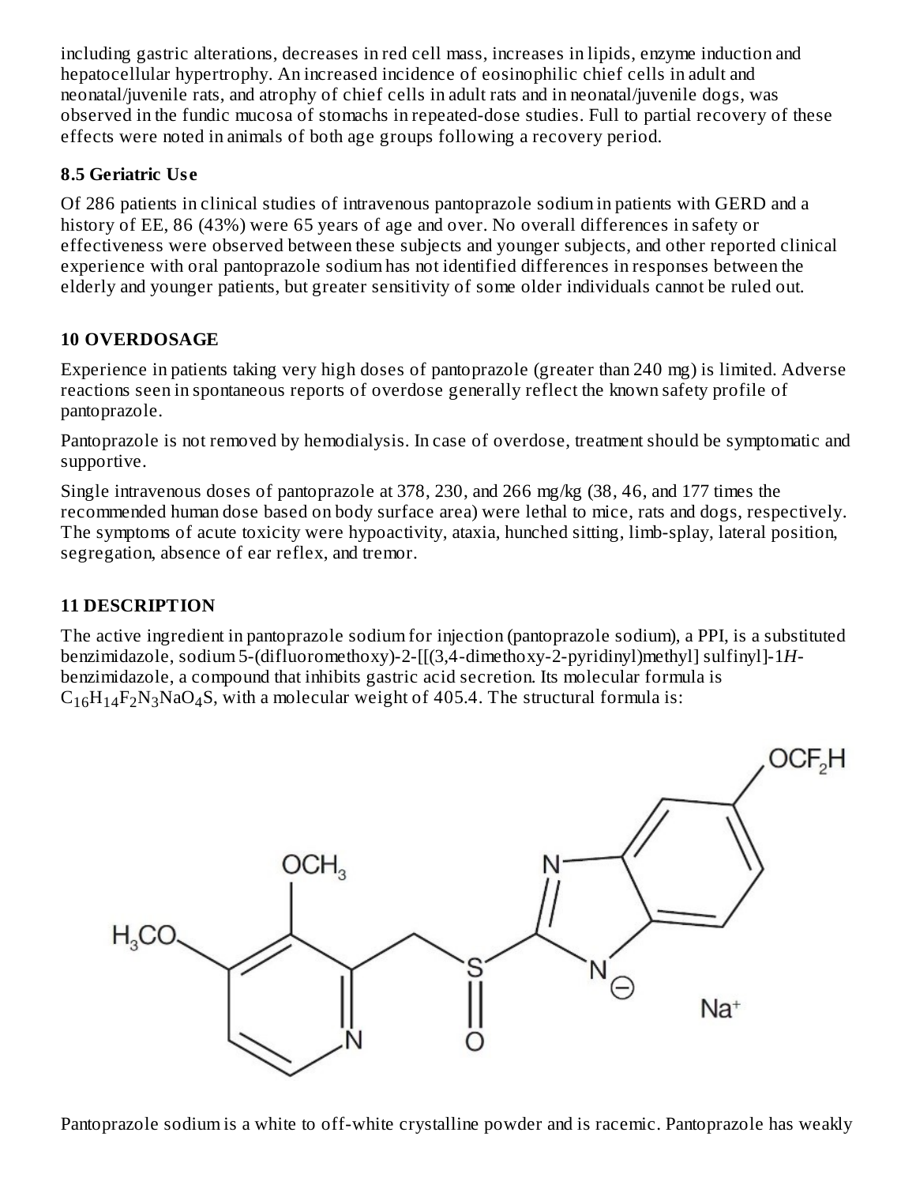including gastric alterations, decreases in red cell mass, increases in lipids, enzyme induction and hepatocellular hypertrophy. An increased incidence of eosinophilic chief cells in adult and neonatal/juvenile rats, and atrophy of chief cells in adult rats and in neonatal/juvenile dogs, was observed in the fundic mucosa of stomachs in repeated-dose studies. Full to partial recovery of these effects were noted in animals of both age groups following a recovery period.

### 8.5 Geriatric Use

Of 286 patients in clinical studies of intravenous pantoprazole sodium in patients with GERD and a history of EE, 86 (43%) were 65 years of age and over. No overall differences in safety or effectiveness were observed between these subjects and younger subjects, and other reported clinical experience with oral pantoprazole sodium has not identified differences in responses between the elderly and younger patients, but greater sensitivity of some older individuals cannot be ruled out.

## 10 OVERDOSAGE

Experience in patients taking very high doses of pantoprazole (greater than 240 mg) is limited. Adverse reactions seen in spontaneous reports of overdose generally reflect the known safety profile of pantoprazole.

Pantoprazole is not removed by hemodialysis. In case of overdose, treatment should be symptomatic and supportive.

Single intravenous doses of pantoprazole at 378, 230, and 266 mg/kg (38, 46, and 177 times the recommended human dose based on body surface area) were lethal to mice, rats and dogs, respectively. The symptoms of acute toxicity were hypoactivity, ataxia, hunched sitting, limb-splay, lateral position, segregation, absence of ear reflex, and tremor.

## 11 DESCRIPTION

The active ingredient in pantoprazole sodium for injection (pantoprazole sodium), a PPI, is a substituted benzimidazole, sodium 5-(difluoromethoxy)-2-[[(3,4-dimethoxy-2-pyridinyl)methyl] sulfinyl]-1*H*-benzimidazole, a compound that inhibits gastric acid secretion. Its molecular formula is $C_{16}H_{14}F_2N_3NaO_4S$, with a molecular weight of 405.4. The structural formula is:

Pantoprazole sodium is a white to off-white crystalline powder and is racemic. Pantoprazole has weakly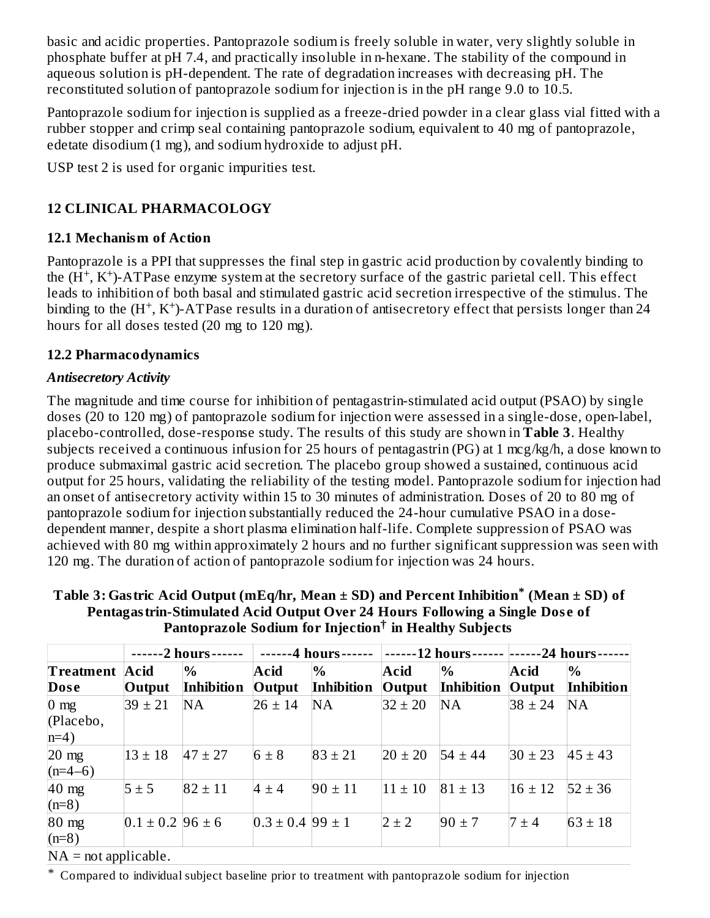basic and acidic properties. Pantoprazole sodium is freely soluble in water, very slightly soluble in phosphate buffer at pH 7.4, and practically insoluble in n-hexane. The stability of the compound in aqueous solution is pH-dependent. The rate of degradation increases with decreasing pH. The reconstituted solution of pantoprazole sodium for injection is in the pH range 9.0 to 10.5.

Pantoprazole sodium for injection is supplied as a freeze-dried powder in a clear glass vial fitted with a rubber stopper and crimp seal containing pantoprazole sodium, equivalent to 40 mg of pantoprazole, edetate disodium (1 mg), and sodium hydroxide to adjust pH.

USP test 2 is used for organic impurities test.

## 12 CLINICAL PHARMACOLOGY

### 12.1 Mechanism of Action

Pantoprazole is a PPI that suppresses the final step in gastric acid production by covalently binding to the $(H^+, K^+)$-ATPase enzyme system at the secretory surface of the gastric parietal cell. This effect leads to inhibition of both basal and stimulated gastric acid secretion irrespective of the stimulus. The binding to the $(H^+, K^+)$-ATPase results in a duration of antisecretory effect that persists longer than 24 hours for all doses tested (20 mg to 120 mg).

### 12.2 Pharmacodynamics

***Antisecretory Activity***

The magnitude and time course for inhibition of pentagastrin-stimulated acid output (PSAO) by single doses (20 to 120 mg) of pantoprazole sodium for injection were assessed in a single-dose, open-label, placebo-controlled, dose-response study. The results of this study are shown in **Table 3**. Healthy subjects received a continuous infusion for 25 hours of pentagastrin (PG) at 1 mcg/kg/h, a dose known to produce submaximal gastric acid secretion. The placebo group showed a sustained, continuous acid output for 25 hours, validating the reliability of the testing model. Pantoprazole sodium for injection had an onset of antisecretory activity within 15 to 30 minutes of administration. Doses of 20 to 80 mg of pantoprazole sodium for injection substantially reduced the 24-hour cumulative PSAO in a dose-dependent manner, despite a short plasma elimination half-life. Complete suppression of PSAO was achieved with 80 mg within approximately 2 hours and no further significant suppression was seen with 120 mg. The duration of action of pantoprazole sodium for injection was 24 hours.

**Table 3: Gastric Acid Output (mEq/hr, Mean ± SD) and Percent Inhibition\* (Mean ± SD) of Pentagastrin-Stimulated Acid Output Over 24 Hours Following a Single Dose of Pantoprazole Sodium for Injection† in Healthy Subjects**

| | ------2 hours------ | | ------4 hours------ | | ------12 hours------ | | ------24 hours------ | |
|---|---|---|---|---|---|---|---|---|
| **Treatment Dose** | **Acid Output** | **% Inhibition** | **Acid Output** | **% Inhibition** | **Acid Output** | **% Inhibition** | **Acid Output** | **% Inhibition** |
| 0 mg (Placebo, n=4) | 39 ± 21 | NA | 26 ± 14 | NA | 32 ± 20 | NA | 38 ± 24 | NA |
| 20 mg (n=4–6) | 13 ± 18 | 47 ± 27 | 6 ± 8 | 83 ± 21 | 20 ± 20 | 54 ± 44 | 30 ± 23 | 45 ± 43 |
| 40 mg (n=8) | 5 ± 5 | 82 ± 11 | 4 ± 4 | 90 ± 11 | 11 ± 10 | 81 ± 13 | 16 ± 12 | 52 ± 36 |
| 80 mg (n=8) | 0.1 ± 0.2 | 96 ± 6 | 0.3 ± 0.4 | 99 ± 1 | 2 ± 2 | 90 ± 7 | 7 ± 4 | 63 ± 18 |

NA = not applicable.

\* Compared to individual subject baseline prior to treatment with pantoprazole sodium for injection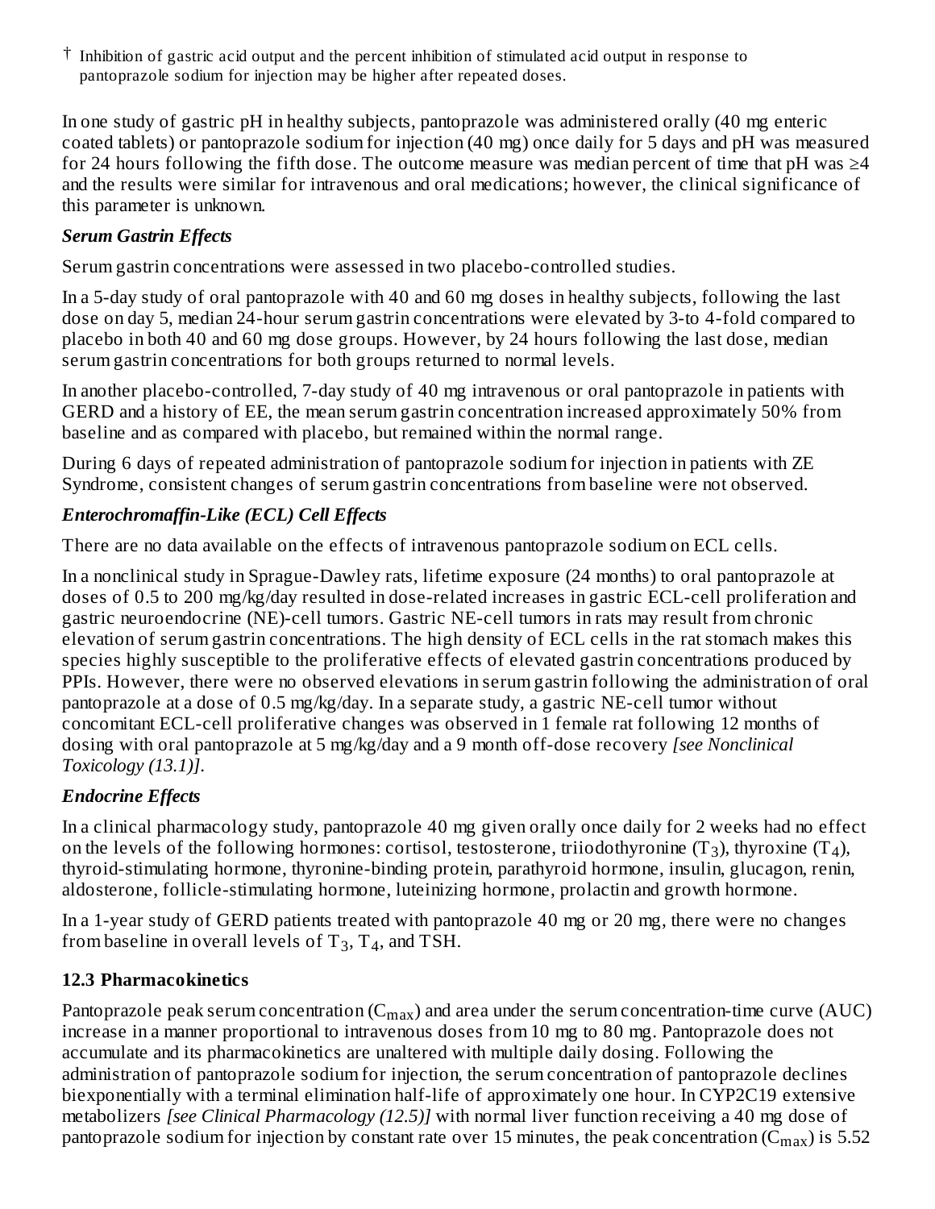† Inhibition of gastric acid output and the percent inhibition of stimulated acid output in response to pantoprazole sodium for injection may be higher after repeated doses.

In one study of gastric pH in healthy subjects, pantoprazole was administered orally (40 mg enteric coated tablets) or pantoprazole sodium for injection (40 mg) once daily for 5 days and pH was measured for 24 hours following the fifth dose. The outcome measure was median percent of time that pH was ≥4 and the results were similar for intravenous and oral medications; however, the clinical significance of this parameter is unknown.

***Serum Gastrin Effects***

Serum gastrin concentrations were assessed in two placebo-controlled studies.

In a 5-day study of oral pantoprazole with 40 and 60 mg doses in healthy subjects, following the last dose on day 5, median 24-hour serum gastrin concentrations were elevated by 3-to 4-fold compared to placebo in both 40 and 60 mg dose groups. However, by 24 hours following the last dose, median serum gastrin concentrations for both groups returned to normal levels.

In another placebo-controlled, 7-day study of 40 mg intravenous or oral pantoprazole in patients with GERD and a history of EE, the mean serum gastrin concentration increased approximately 50% from baseline and as compared with placebo, but remained within the normal range.

During 6 days of repeated administration of pantoprazole sodium for injection in patients with ZE Syndrome, consistent changes of serum gastrin concentrations from baseline were not observed.

***Enterochromaffin-Like (ECL) Cell Effects***

There are no data available on the effects of intravenous pantoprazole sodium on ECL cells.

In a nonclinical study in Sprague-Dawley rats, lifetime exposure (24 months) to oral pantoprazole at doses of 0.5 to 200 mg/kg/day resulted in dose-related increases in gastric ECL-cell proliferation and gastric neuroendocrine (NE)-cell tumors. Gastric NE-cell tumors in rats may result from chronic elevation of serum gastrin concentrations. The high density of ECL cells in the rat stomach makes this species highly susceptible to the proliferative effects of elevated gastrin concentrations produced by PPIs. However, there were no observed elevations in serum gastrin following the administration of oral pantoprazole at a dose of 0.5 mg/kg/day. In a separate study, a gastric NE-cell tumor without concomitant ECL-cell proliferative changes was observed in 1 female rat following 12 months of dosing with oral pantoprazole at 5 mg/kg/day and a 9 month off-dose recovery *[see Nonclinical Toxicology (13.1)]*.

***Endocrine Effects***

In a clinical pharmacology study, pantoprazole 40 mg given orally once daily for 2 weeks had no effect on the levels of the following hormones: cortisol, testosterone, triiodothyronine ($T_3$), thyroxine ($T_4$), thyroid-stimulating hormone, thyronine-binding protein, parathyroid hormone, insulin, glucagon, renin, aldosterone, follicle-stimulating hormone, luteinizing hormone, prolactin and growth hormone.

In a 1-year study of GERD patients treated with pantoprazole 40 mg or 20 mg, there were no changes from baseline in overall levels of $T_3$, $T_4$, and TSH.

## 12.3 Pharmacokinetics

Pantoprazole peak serum concentration ($C_{max}$) and area under the serum concentration-time curve (AUC) increase in a manner proportional to intravenous doses from 10 mg to 80 mg. Pantoprazole does not accumulate and its pharmacokinetics are unaltered with multiple daily dosing. Following the administration of pantoprazole sodium for injection, the serum concentration of pantoprazole declines biexponentially with a terminal elimination half-life of approximately one hour. In CYP2C19 extensive metabolizers *[see Clinical Pharmacology (12.5)]* with normal liver function receiving a 40 mg dose of pantoprazole sodium for injection by constant rate over 15 minutes, the peak concentration ($C_{max}$) is 5.52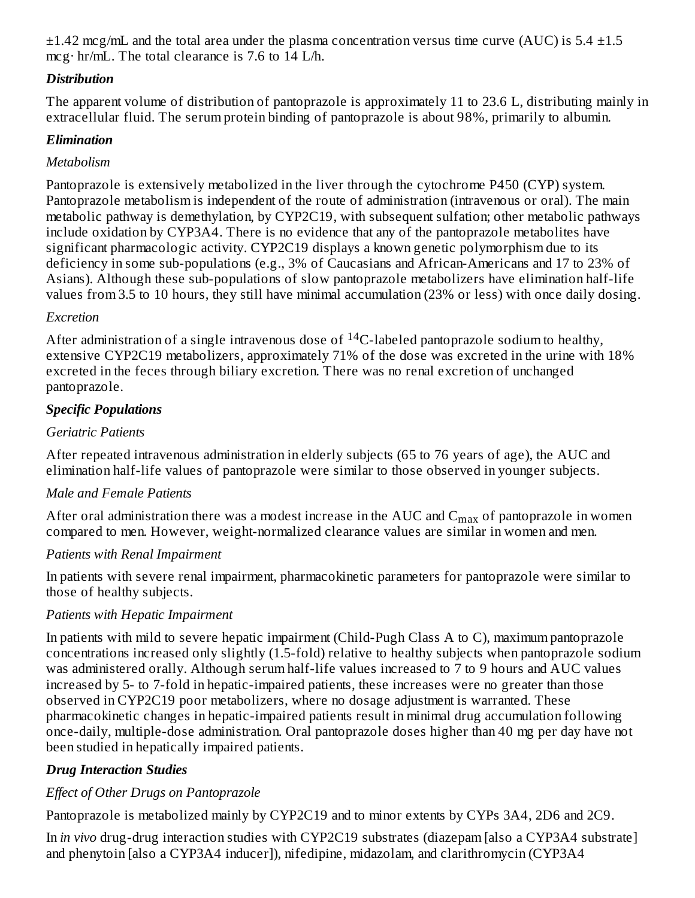±1.42 mcg/mL and the total area under the plasma concentration versus time curve (AUC) is 5.4 ±1.5 mcg· hr/mL. The total clearance is 7.6 to 14 L/h.

***Distribution***

The apparent volume of distribution of pantoprazole is approximately 11 to 23.6 L, distributing mainly in extracellular fluid. The serum protein binding of pantoprazole is about 98%, primarily to albumin.

***Elimination***

*Metabolism*

Pantoprazole is extensively metabolized in the liver through the cytochrome P450 (CYP) system. Pantoprazole metabolism is independent of the route of administration (intravenous or oral). The main metabolic pathway is demethylation, by CYP2C19, with subsequent sulfation; other metabolic pathways include oxidation by CYP3A4. There is no evidence that any of the pantoprazole metabolites have significant pharmacologic activity. CYP2C19 displays a known genetic polymorphism due to its deficiency in some sub-populations (e.g., 3% of Caucasians and African-Americans and 17 to 23% of Asians). Although these sub-populations of slow pantoprazole metabolizers have elimination half-life values from 3.5 to 10 hours, they still have minimal accumulation (23% or less) with once daily dosing.

*Excretion*

After administration of a single intravenous dose of $^{14}C$-labeled pantoprazole sodium to healthy, extensive CYP2C19 metabolizers, approximately 71% of the dose was excreted in the urine with 18% excreted in the feces through biliary excretion. There was no renal excretion of unchanged pantoprazole.

***Specific Populations***

*Geriatric Patients*

After repeated intravenous administration in elderly subjects (65 to 76 years of age), the AUC and elimination half-life values of pantoprazole were similar to those observed in younger subjects.

*Male and Female Patients*

After oral administration there was a modest increase in the AUC and $C_{max}$ of pantoprazole in women compared to men. However, weight-normalized clearance values are similar in women and men.

*Patients with Renal Impairment*

In patients with severe renal impairment, pharmacokinetic parameters for pantoprazole were similar to those of healthy subjects.

*Patients with Hepatic Impairment*

In patients with mild to severe hepatic impairment (Child-Pugh Class A to C), maximum pantoprazole concentrations increased only slightly (1.5-fold) relative to healthy subjects when pantoprazole sodium was administered orally. Although serum half-life values increased to 7 to 9 hours and AUC values increased by 5- to 7-fold in hepatic-impaired patients, these increases were no greater than those observed in CYP2C19 poor metabolizers, where no dosage adjustment is warranted. These pharmacokinetic changes in hepatic-impaired patients result in minimal drug accumulation following once-daily, multiple-dose administration. Oral pantoprazole doses higher than 40 mg per day have not been studied in hepatically impaired patients.

***Drug Interaction Studies***

*Effect of Other Drugs on Pantoprazole*

Pantoprazole is metabolized mainly by CYP2C19 and to minor extents by CYPs 3A4, 2D6 and 2C9.

In *in vivo* drug-drug interaction studies with CYP2C19 substrates (diazepam [also a CYP3A4 substrate] and phenytoin [also a CYP3A4 inducer]), nifedipine, midazolam, and clarithromycin (CYP3A4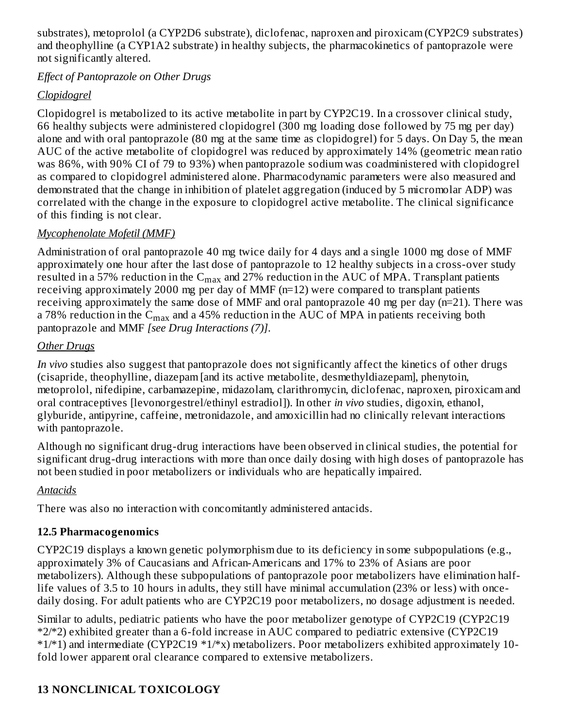substrates), metoprolol (a CYP2D6 substrate), diclofenac, naproxen and piroxicam (CYP2C9 substrates) and theophylline (a CYP1A2 substrate) in healthy subjects, the pharmacokinetics of pantoprazole were not significantly altered.

*Effect of Pantoprazole on Other Drugs*

*Clopidogrel*

Clopidogrel is metabolized to its active metabolite in part by CYP2C19. In a crossover clinical study, 66 healthy subjects were administered clopidogrel (300 mg loading dose followed by 75 mg per day) alone and with oral pantoprazole (80 mg at the same time as clopidogrel) for 5 days. On Day 5, the mean AUC of the active metabolite of clopidogrel was reduced by approximately 14% (geometric mean ratio was 86%, with 90% CI of 79 to 93%) when pantoprazole sodium was coadministered with clopidogrel as compared to clopidogrel administered alone. Pharmacodynamic parameters were also measured and demonstrated that the change in inhibition of platelet aggregation (induced by 5 micromolar ADP) was correlated with the change in the exposure to clopidogrel active metabolite. The clinical significance of this finding is not clear.

*Mycophenolate Mofetil (MMF)*

Administration of oral pantoprazole 40 mg twice daily for 4 days and a single 1000 mg dose of MMF approximately one hour after the last dose of pantoprazole to 12 healthy subjects in a cross-over study resulted in a 57% reduction in the $C_{max}$ and 27% reduction in the AUC of MPA. Transplant patients receiving approximately 2000 mg per day of MMF (n=12) were compared to transplant patients receiving approximately the same dose of MMF and oral pantoprazole 40 mg per day (n=21). There was a 78% reduction in the $C_{max}$ and a 45% reduction in the AUC of MPA in patients receiving both pantoprazole and MMF *[see Drug Interactions (7)]*.

*Other Drugs*

*In vivo* studies also suggest that pantoprazole does not significantly affect the kinetics of other drugs (cisapride, theophylline, diazepam [and its active metabolite, desmethyldiazepam], phenytoin, metoprolol, nifedipine, carbamazepine, midazolam, clarithromycin, diclofenac, naproxen, piroxicam and oral contraceptives [levonorgestrel/ethinyl estradiol]). In other *in vivo* studies, digoxin, ethanol, glyburide, antipyrine, caffeine, metronidazole, and amoxicillin had no clinically relevant interactions with pantoprazole.

Although no significant drug-drug interactions have been observed in clinical studies, the potential for significant drug-drug interactions with more than once daily dosing with high doses of pantoprazole has not been studied in poor metabolizers or individuals who are hepatically impaired.

*Antacids*

There was also no interaction with concomitantly administered antacids.

**12.5 Pharmacogenomics**

CYP2C19 displays a known genetic polymorphism due to its deficiency in some subpopulations (e.g., approximately 3% of Caucasians and African-Americans and 17% to 23% of Asians are poor metabolizers). Although these subpopulations of pantoprazole poor metabolizers have elimination half-life values of 3.5 to 10 hours in adults, they still have minimal accumulation (23% or less) with once-daily dosing. For adult patients who are CYP2C19 poor metabolizers, no dosage adjustment is needed.

Similar to adults, pediatric patients who have the poor metabolizer genotype of CYP2C19 (CYP2C19 *2/*2) exhibited greater than a 6-fold increase in AUC compared to pediatric extensive (CYP2C19 *1/*1) and intermediate (CYP2C19 *1/*x) metabolizers. Poor metabolizers exhibited approximately 10-fold lower apparent oral clearance compared to extensive metabolizers.

**13 NONCLINICAL TOXICOLOGY**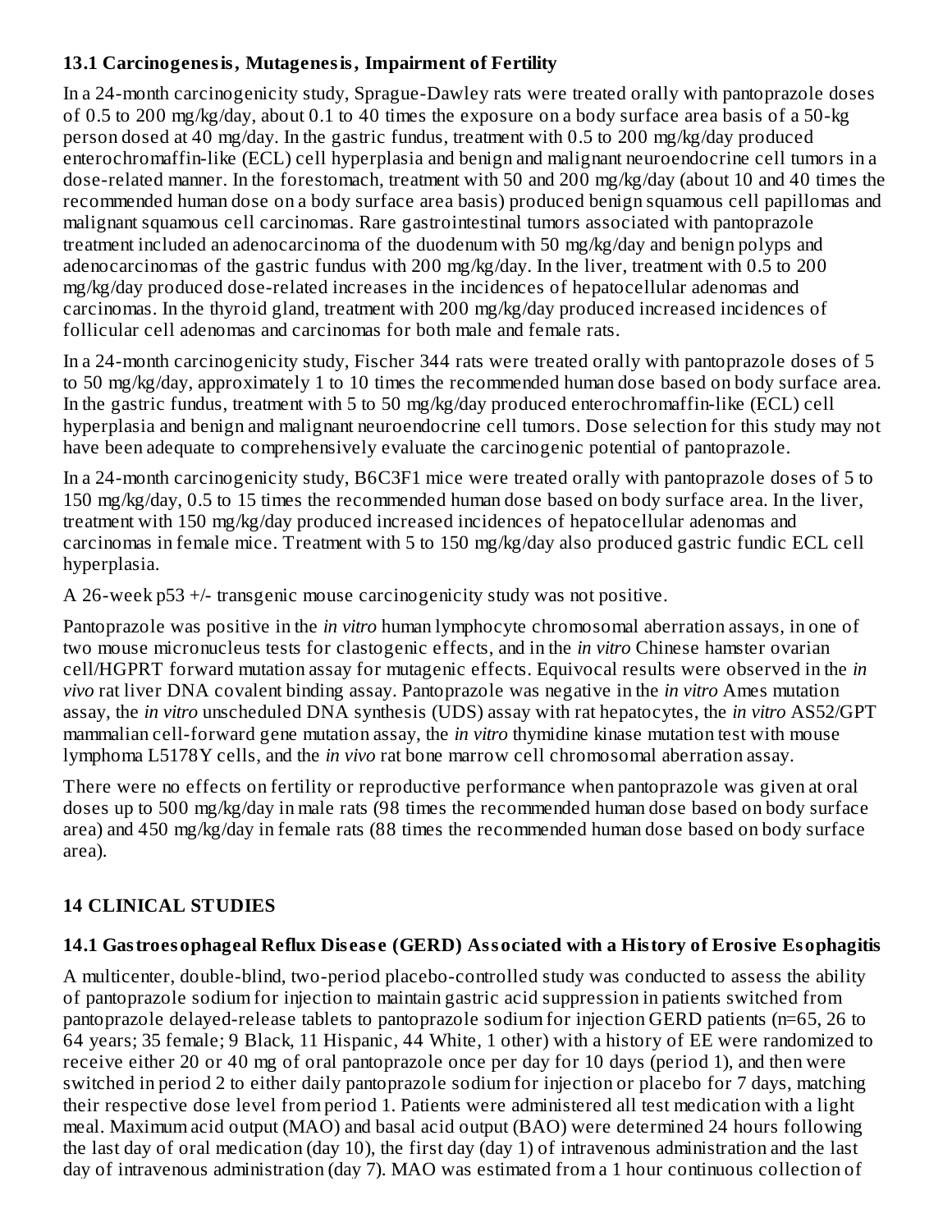### 13.1 Carcinogenesis, Mutagenesis, Impairment of Fertility

In a 24-month carcinogenicity study, Sprague-Dawley rats were treated orally with pantoprazole doses of 0.5 to 200 mg/kg/day, about 0.1 to 40 times the exposure on a body surface area basis of a 50-kg person dosed at 40 mg/day. In the gastric fundus, treatment with 0.5 to 200 mg/kg/day produced enterochromaffin-like (ECL) cell hyperplasia and benign and malignant neuroendocrine cell tumors in a dose-related manner. In the forestomach, treatment with 50 and 200 mg/kg/day (about 10 and 40 times the recommended human dose on a body surface area basis) produced benign squamous cell papillomas and malignant squamous cell carcinomas. Rare gastrointestinal tumors associated with pantoprazole treatment included an adenocarcinoma of the duodenum with 50 mg/kg/day and benign polyps and adenocarcinomas of the gastric fundus with 200 mg/kg/day. In the liver, treatment with 0.5 to 200 mg/kg/day produced dose-related increases in the incidences of hepatocellular adenomas and carcinomas. In the thyroid gland, treatment with 200 mg/kg/day produced increased incidences of follicular cell adenomas and carcinomas for both male and female rats.

In a 24-month carcinogenicity study, Fischer 344 rats were treated orally with pantoprazole doses of 5 to 50 mg/kg/day, approximately 1 to 10 times the recommended human dose based on body surface area. In the gastric fundus, treatment with 5 to 50 mg/kg/day produced enterochromaffin-like (ECL) cell hyperplasia and benign and malignant neuroendocrine cell tumors. Dose selection for this study may not have been adequate to comprehensively evaluate the carcinogenic potential of pantoprazole.

In a 24-month carcinogenicity study, B6C3F1 mice were treated orally with pantoprazole doses of 5 to 150 mg/kg/day, 0.5 to 15 times the recommended human dose based on body surface area. In the liver, treatment with 150 mg/kg/day produced increased incidences of hepatocellular adenomas and carcinomas in female mice. Treatment with 5 to 150 mg/kg/day also produced gastric fundic ECL cell hyperplasia.

A 26-week p53 +/- transgenic mouse carcinogenicity study was not positive.

Pantoprazole was positive in the *in vitro* human lymphocyte chromosomal aberration assays, in one of two mouse micronucleus tests for clastogenic effects, and in the *in vitro* Chinese hamster ovarian cell/HGPRT forward mutation assay for mutagenic effects. Equivocal results were observed in the *in vivo* rat liver DNA covalent binding assay. Pantoprazole was negative in the *in vitro* Ames mutation assay, the *in vitro* unscheduled DNA synthesis (UDS) assay with rat hepatocytes, the *in vitro* AS52/GPT mammalian cell-forward gene mutation assay, the *in vitro* thymidine kinase mutation test with mouse lymphoma L5178Y cells, and the *in vivo* rat bone marrow cell chromosomal aberration assay.

There were no effects on fertility or reproductive performance when pantoprazole was given at oral doses up to 500 mg/kg/day in male rats (98 times the recommended human dose based on body surface area) and 450 mg/kg/day in female rats (88 times the recommended human dose based on body surface area).

## 14 CLINICAL STUDIES

### 14.1 Gastroesophageal Reflux Disease (GERD) Associated with a History of Erosive Esophagitis

A multicenter, double-blind, two-period placebo-controlled study was conducted to assess the ability of pantoprazole sodium for injection to maintain gastric acid suppression in patients switched from pantoprazole delayed-release tablets to pantoprazole sodium for injection GERD patients (n=65, 26 to 64 years; 35 female; 9 Black, 11 Hispanic, 44 White, 1 other) with a history of EE were randomized to receive either 20 or 40 mg of oral pantoprazole once per day for 10 days (period 1), and then were switched in period 2 to either daily pantoprazole sodium for injection or placebo for 7 days, matching their respective dose level from period 1. Patients were administered all test medication with a light meal. Maximum acid output (MAO) and basal acid output (BAO) were determined 24 hours following the last day of oral medication (day 10), the first day (day 1) of intravenous administration and the last day of intravenous administration (day 7). MAO was estimated from a 1 hour continuous collection of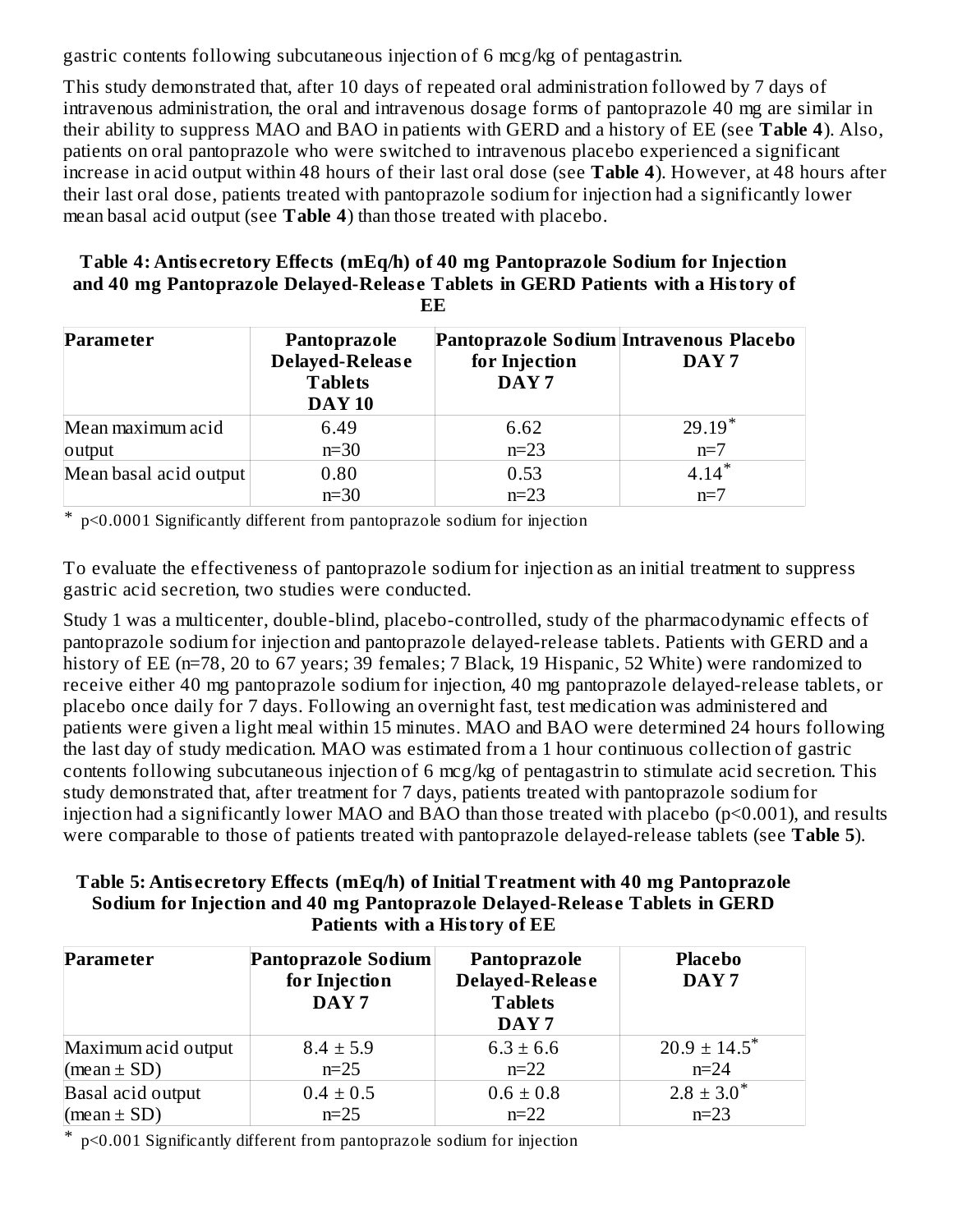gastric contents following subcutaneous injection of 6 mcg/kg of pentagastrin.

This study demonstrated that, after 10 days of repeated oral administration followed by 7 days of intravenous administration, the oral and intravenous dosage forms of pantoprazole 40 mg are similar in their ability to suppress MAO and BAO in patients with GERD and a history of EE (see **Table 4**). Also, patients on oral pantoprazole who were switched to intravenous placebo experienced a significant increase in acid output within 48 hours of their last oral dose (see **Table 4**). However, at 48 hours after their last oral dose, patients treated with pantoprazole sodium for injection had a significantly lower mean basal acid output (see **Table 4**) than those treated with placebo.

**Table 4: Antisecretory Effects (mEq/h) of 40 mg Pantoprazole Sodium for Injection and 40 mg Pantoprazole Delayed-Release Tablets in GERD Patients with a History of EE**

| Parameter | Pantoprazole Delayed-Release Tablets DAY 10 | Pantoprazole Sodium for Injection DAY 7 | Intravenous Placebo DAY 7 |
|---|---|---|---|
| Mean maximum acid output | 6.49 n=30 | 6.62 n=23 | 29.19* n=7 |
| Mean basal acid output | 0.80 n=30 | 0.53 n=23 | 4.14* n=7 |

* $p<0.0001$ Significantly different from pantoprazole sodium for injection

To evaluate the effectiveness of pantoprazole sodium for injection as an initial treatment to suppress gastric acid secretion, two studies were conducted.

Study 1 was a multicenter, double-blind, placebo-controlled, study of the pharmacodynamic effects of pantoprazole sodium for injection and pantoprazole delayed-release tablets. Patients with GERD and a history of EE (n=78, 20 to 67 years; 39 females; 7 Black, 19 Hispanic, 52 White) were randomized to receive either 40 mg pantoprazole sodium for injection, 40 mg pantoprazole delayed-release tablets, or placebo once daily for 7 days. Following an overnight fast, test medication was administered and patients were given a light meal within 15 minutes. MAO and BAO were determined 24 hours following the last day of study medication. MAO was estimated from a 1 hour continuous collection of gastric contents following subcutaneous injection of 6 mcg/kg of pentagastrin to stimulate acid secretion. This study demonstrated that, after treatment for 7 days, patients treated with pantoprazole sodium for injection had a significantly lower MAO and BAO than those treated with placebo ($p<0.001$), and results were comparable to those of patients treated with pantoprazole delayed-release tablets (see **Table 5**).

**Table 5: Antisecretory Effects (mEq/h) of Initial Treatment with 40 mg Pantoprazole Sodium for Injection and 40 mg Pantoprazole Delayed-Release Tablets in GERD Patients with a History of EE**

| Parameter | Pantoprazole Sodium for Injection DAY 7 | Pantoprazole Delayed-Release Tablets DAY 7 | Placebo DAY 7 |
|---|---|---|---|
| Maximum acid output (mean ± SD) | 8.4 ± 5.9 n=25 | 6.3 ± 6.6 n=22 | 20.9 ± 14.5* n=24 |
| Basal acid output (mean ± SD) | 0.4 ± 0.5 n=25 | 0.6 ± 0.8 n=22 | 2.8 ± 3.0* n=23 |

* $p<0.001$ Significantly different from pantoprazole sodium for injection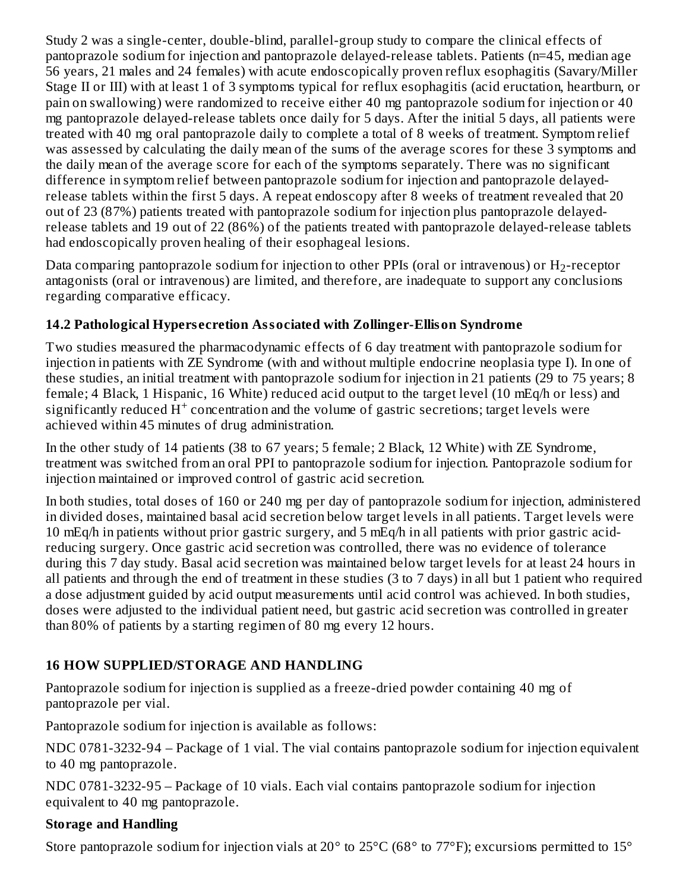Study 2 was a single-center, double-blind, parallel-group study to compare the clinical effects of pantoprazole sodium for injection and pantoprazole delayed-release tablets. Patients (n=45, median age 56 years, 21 males and 24 females) with acute endoscopically proven reflux esophagitis (Savary/Miller Stage II or III) with at least 1 of 3 symptoms typical for reflux esophagitis (acid eructation, heartburn, or pain on swallowing) were randomized to receive either 40 mg pantoprazole sodium for injection or 40 mg pantoprazole delayed-release tablets once daily for 5 days. After the initial 5 days, all patients were treated with 40 mg oral pantoprazole daily to complete a total of 8 weeks of treatment. Symptom relief was assessed by calculating the daily mean of the sums of the average scores for these 3 symptoms and the daily mean of the average score for each of the symptoms separately. There was no significant difference in symptom relief between pantoprazole sodium for injection and pantoprazole delayed-release tablets within the first 5 days. A repeat endoscopy after 8 weeks of treatment revealed that 20 out of 23 (87%) patients treated with pantoprazole sodium for injection plus pantoprazole delayed-release tablets and 19 out of 22 (86%) of the patients treated with pantoprazole delayed-release tablets had endoscopically proven healing of their esophageal lesions.

Data comparing pantoprazole sodium for injection to other PPIs (oral or intravenous) or $H_2$-receptor antagonists (oral or intravenous) are limited, and therefore, are inadequate to support any conclusions regarding comparative efficacy.

### 14.2 Pathological Hypersecretion Associated with Zollinger-Ellison Syndrome

Two studies measured the pharmacodynamic effects of 6 day treatment with pantoprazole sodium for injection in patients with ZE Syndrome (with and without multiple endocrine neoplasia type I). In one of these studies, an initial treatment with pantoprazole sodium for injection in 21 patients (29 to 75 years; 8 female; 4 Black, 1 Hispanic, 16 White) reduced acid output to the target level (10 mEq/h or less) and significantly reduced $H^+$ concentration and the volume of gastric secretions; target levels were achieved within 45 minutes of drug administration.

In the other study of 14 patients (38 to 67 years; 5 female; 2 Black, 12 White) with ZE Syndrome, treatment was switched from an oral PPI to pantoprazole sodium for injection. Pantoprazole sodium for injection maintained or improved control of gastric acid secretion.

In both studies, total doses of 160 or 240 mg per day of pantoprazole sodium for injection, administered in divided doses, maintained basal acid secretion below target levels in all patients. Target levels were 10 mEq/h in patients without prior gastric surgery, and 5 mEq/h in all patients with prior gastric acid-reducing surgery. Once gastric acid secretion was controlled, there was no evidence of tolerance during this 7 day study. Basal acid secretion was maintained below target levels for at least 24 hours in all patients and through the end of treatment in these studies (3 to 7 days) in all but 1 patient who required a dose adjustment guided by acid output measurements until acid control was achieved. In both studies, doses were adjusted to the individual patient need, but gastric acid secretion was controlled in greater than 80% of patients by a starting regimen of 80 mg every 12 hours.

## 16 HOW SUPPLIED/STORAGE AND HANDLING

Pantoprazole sodium for injection is supplied as a freeze-dried powder containing 40 mg of pantoprazole per vial.

Pantoprazole sodium for injection is available as follows:

NDC 0781-3232-94 – Package of 1 vial. The vial contains pantoprazole sodium for injection equivalent to 40 mg pantoprazole.

NDC 0781-3232-95 – Package of 10 vials. Each vial contains pantoprazole sodium for injection equivalent to 40 mg pantoprazole.

**Storage and Handling**

Store pantoprazole sodium for injection vials at 20° to 25°C (68° to 77°F); excursions permitted to 15°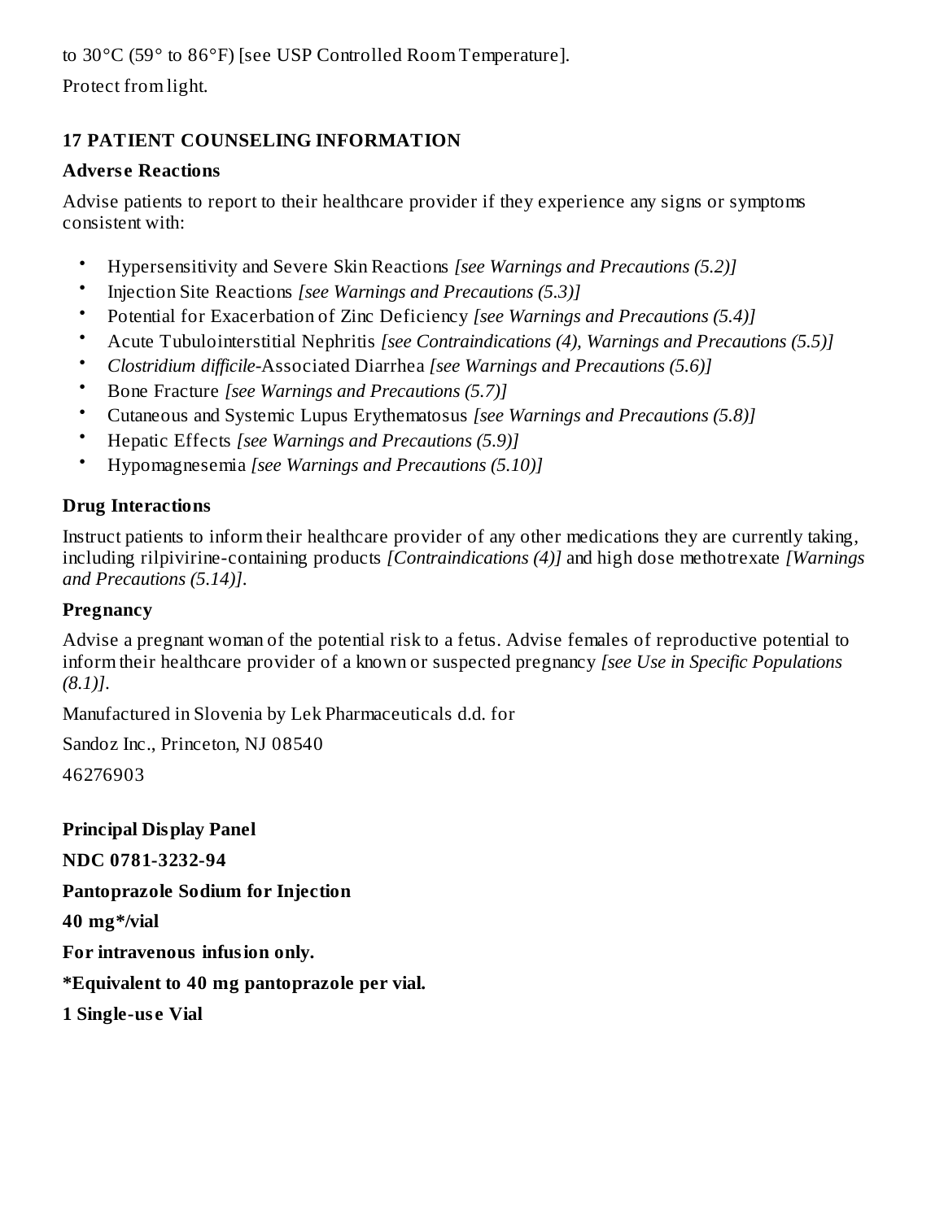to 30°C (59° to 86°F) [see USP Controlled Room Temperature].

Protect from light.

## 17 PATIENT COUNSELING INFORMATION

### Adverse Reactions

Advise patients to report to their healthcare provider if they experience any signs or symptoms consistent with:

- Hypersensitivity and Severe Skin Reactions *[see Warnings and Precautions (5.2)]*
- Injection Site Reactions *[see Warnings and Precautions (5.3)]*
- Potential for Exacerbation of Zinc Deficiency *[see Warnings and Precautions (5.4)]*
- Acute Tubulointerstitial Nephritis *[see Contraindications (4), Warnings and Precautions (5.5)]*
- *Clostridium difficile*-Associated Diarrhea *[see Warnings and Precautions (5.6)]*
- Bone Fracture *[see Warnings and Precautions (5.7)]*
- Cutaneous and Systemic Lupus Erythematosus *[see Warnings and Precautions (5.8)]*
- Hepatic Effects *[see Warnings and Precautions (5.9)]*
- Hypomagnesemia *[see Warnings and Precautions (5.10)]*

### Drug Interactions

Instruct patients to inform their healthcare provider of any other medications they are currently taking, including rilpivirine-containing products *[Contraindications (4)]* and high dose methotrexate *[Warnings and Precautions (5.14)]*.

### Pregnancy

Advise a pregnant woman of the potential risk to a fetus. Advise females of reproductive potential to inform their healthcare provider of a known or suspected pregnancy *[see Use in Specific Populations (8.1)]*.

Manufactured in Slovenia by Lek Pharmaceuticals d.d. for

Sandoz Inc., Princeton, NJ 08540

46276903

**Principal Display Panel**

**NDC 0781-3232-94**

**Pantoprazole Sodium for Injection**

**40 mg*/vial**

**For intravenous infusion only.**

***Equivalent to 40 mg pantoprazole per vial.**

**1 Single-use Vial**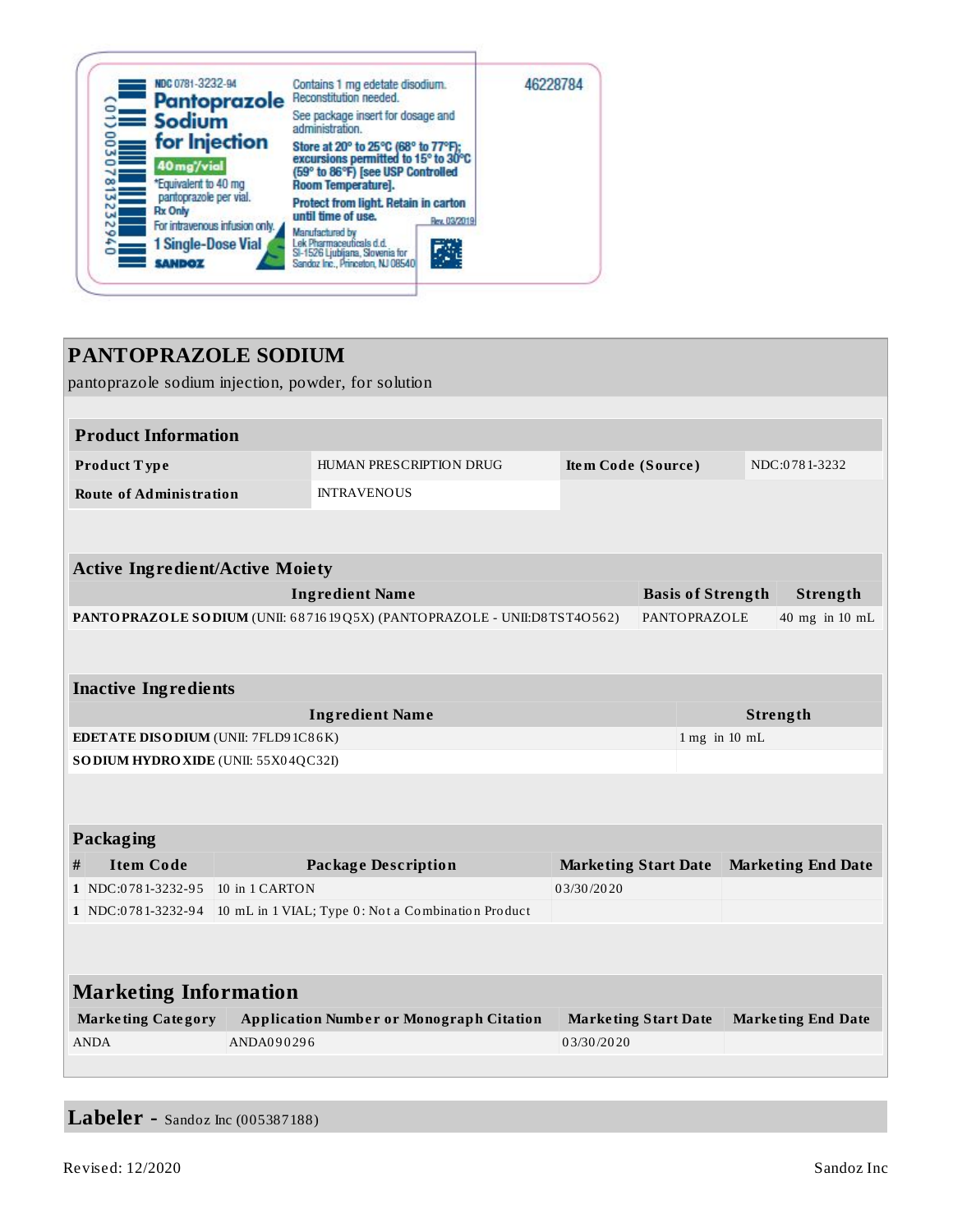NDC 0781-3232-94
**Pantoprazole Sodium for Injection**
**40 mg*/vial**
*Equivalent to 40 mg pantoprazole per vial.
Rx Only
For intravenous infusion only.
1 Single-Dose Vial
SANDOZ

Contains 1 mg edetate disodium.
Reconstitution needed.
See package insert for dosage and administration.
**Store at 20° to 25°C (68° to 77°F); excursions permitted to 15° to 30°C (59° to 86°F) [see USP Controlled Room Temperature].**
**Protect from light. Retain in carton until time of use.**
Rev. 03/2019
Manufactured by
Lek Pharmaceuticals d.d.
SI-1526 Ljubljana, Slovenia for
Sandoz Inc., Princeton, NJ 08540

46228784

(01)00307813232940

# PANTOPRAZOLE SODIUM

pantoprazole sodium injection, powder, for solution

## Product Information

| | | | |
|---|---|---|---|
| **Product Type** | HUMAN PRESCRIPTION DRUG | **Item Code (Source)** | NDC:0781-3232 |
| **Route of Administration** | INTRAVENOUS | | |

## Active Ingredient/Active Moiety

| Ingredient Name | Basis of Strength | Strength |
|---|---|---|
| **PANTOPRAZOLE SODIUM** (UNII: 6871619Q5X) (PANTOPRAZOLE - UNII:D8TST4O562) | PANTOPRAZOLE | 40 mg in 10 mL |

## Inactive Ingredients

| Ingredient Name | Strength |
|---|---|
| **EDETATE DISODIUM** (UNII: 7FLD91C86K) | 1 mg in 10 mL |
| **SODIUM HYDROXIDE** (UNII: 55X04QC32I) | |

## Packaging

| # | Item Code | Package Description | Marketing Start Date | Marketing End Date |
|---|---|---|---|---|
| 1 | NDC:0781-3232-95 | 10 in 1 CARTON | 03/30/2020 | |
| 1 | NDC:0781-3232-94 | 10 mL in 1 VIAL; Type 0: Not a Combination Product | | |

## Marketing Information

| Marketing Category | Application Number or Monograph Citation | Marketing Start Date | Marketing End Date |
|---|---|---|---|
| ANDA | ANDA090296 | 03/30/2020 | |

**Labeler -** Sandoz Inc (005387188)

Revised: 12/2020 Sandoz Inc